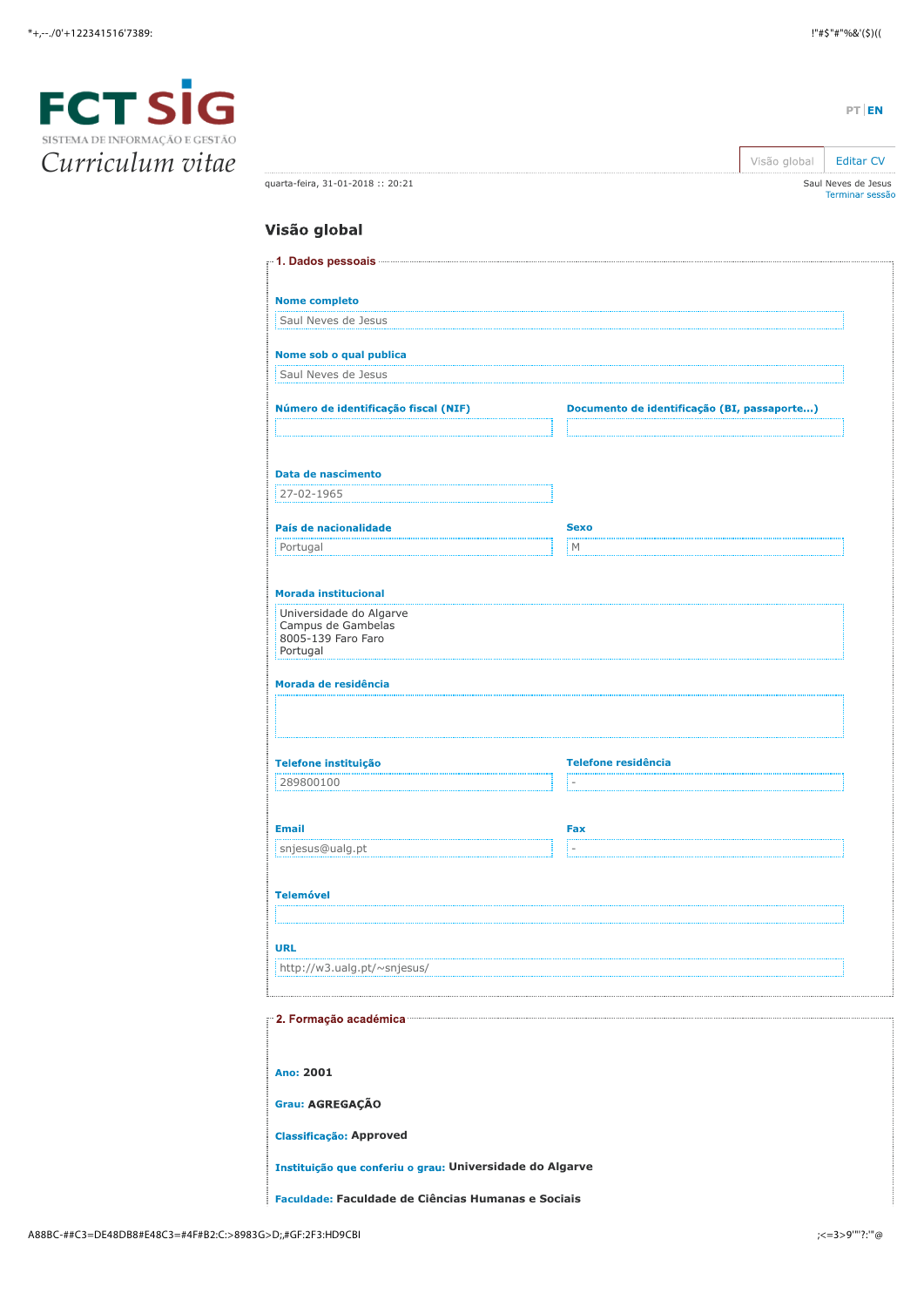FCT SIG

SISTEMA DE INFORMAÇÃO E GESTÃO

*Curriculum vitae*

PT | EN

Visão global | Editar CV

quarta-feira, 31-01-2018 :: 20:21

Saul Neves de Jesus
Terminar sessão

# Visão global

## 1. Dados pessoais

**Nome completo**

Saul Neves de Jesus

**Nome sob o qual publica**

Saul Neves de Jesus

**Número de identificação fiscal (NIF)**

**Documento de identificação (BI, passaporte...)**

**Data de nascimento**

27-02-1965

**País de nacionalidade**

Portugal

**Sexo**

M

**Morada institucional**

Universidade do Algarve
Campus de Gambelas
8005-139 Faro Faro
Portugal

**Morada de residência**

**Telefone instituição**

289800100

**Telefone residência**

-

**Email**

snjesus@ualg.pt

**Fax**

-

**Telemóvel**

**URL**

http://w3.ualg.pt/~snjesus/

## 2. Formação académica

**Ano:** 2001

**Grau:** AGREGAÇÃO

**Classificação:** Approved

**Instituição que conferiu o grau:** Universidade do Algarve

**Faculdade:** Faculdade de Ciências Humanas e Sociais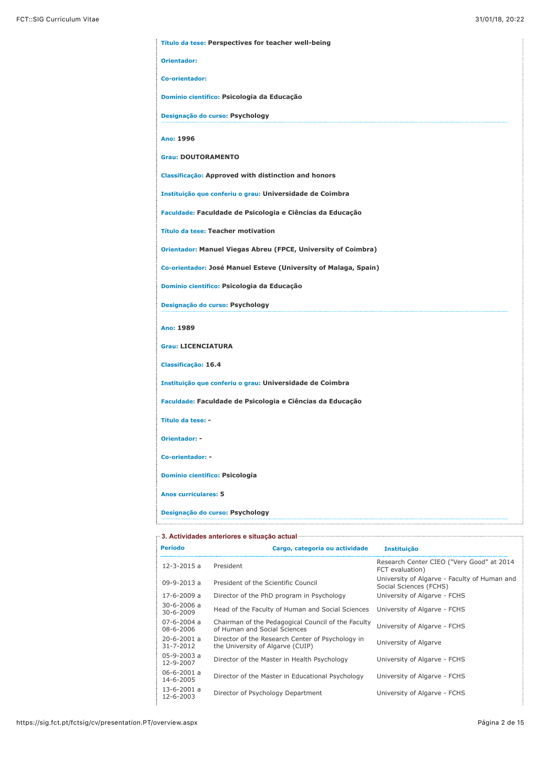**Título da tese:** Perspectives for teacher well-being

**Orientador:**

**Co-orientador:**

**Domínio científico:** Psicologia da Educação

**Designação do curso:** Psychology

---

**Ano:** 1996

**Grau:** DOUTORAMENTO

**Classificação:** Approved with distinction and honors

**Instituição que conferiu o grau:** Universidade de Coimbra

**Faculdade:** Faculdade de Psicologia e Ciências da Educação

**Título da tese:** Teacher motivation

**Orientador:** Manuel Viegas Abreu (FPCE, University of Coimbra)

**Co-orientador:** José Manuel Esteve (University of Malaga, Spain)

**Domínio científico:** Psicologia da Educação

**Designação do curso:** Psychology

---

**Ano:** 1989

**Grau:** LICENCIATURA

**Classificação:** 16.4

**Instituição que conferiu o grau:** Universidade de Coimbra

**Faculdade:** Faculdade de Psicologia e Ciências da Educação

**Título da tese:** -

**Orientador:** -

**Co-orientador:** -

**Domínio científico:** Psicologia

**Anos curriculares:** 5

**Designação do curso:** Psychology

---

## 3. Actividades anteriores e situação actual

| Período | Cargo, categoria ou actividade | Instituição |
|---|---|---|
| 12-3-2015 a | President | Research Center CIEO ("Very Good" at 2014 FCT evaluation) |
| 09-9-2013 a | President of the Scientific Council | University of Algarve - Faculty of Human and Social Sciences (FCHS) |
| 17-6-2009 a | Director of the PhD program in Psychology | University of Algarve - FCHS |
| 30-6-2006 a 30-6-2009 | Head of the Faculty of Human and Social Sciences | University of Algarve - FCHS |
| 07-6-2004 a 08-6-2006 | Chairman of the Pedagogical Council of the Faculty of Human and Social Sciences | University of Algarve - FCHS |
| 20-6-2001 a 31-7-2012 | Director of the Research Center of Psychology in the University of Algarve (CUIP) | University of Algarve |
| 05-9-2003 a 12-9-2007 | Director of the Master in Health Psychology | University of Algarve - FCHS |
| 06-6-2001 a 14-6-2005 | Director of the Master in Educational Psychology | University of Algarve - FCHS |
| 13-6-2001 a 12-6-2003 | Director of Psychology Department | University of Algarve - FCHS |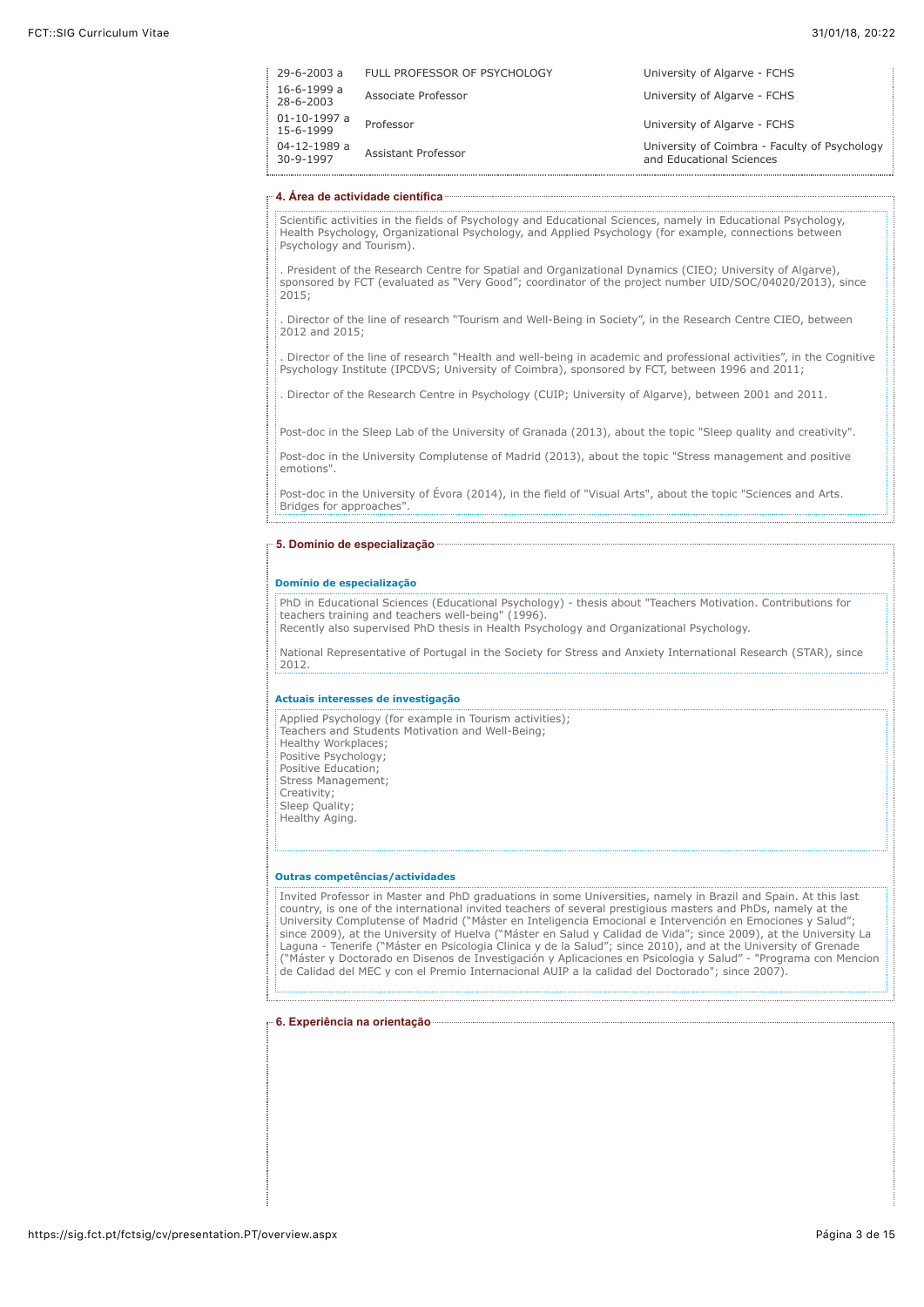| | | |
|---|---|---|
| 29-6-2003 a | FULL PROFESSOR OF PSYCHOLOGY | University of Algarve - FCHS |
| 16-6-1999 a 28-6-2003 | Associate Professor | University of Algarve - FCHS |
| 01-10-1997 a 15-6-1999 | Professor | University of Algarve - FCHS |
| 04-12-1989 a 30-9-1997 | Assistant Professor | University of Coimbra - Faculty of Psychology and Educational Sciences |

## 4. Área de actividade científica

Scientific activities in the fields of Psychology and Educational Sciences, namely in Educational Psychology, Health Psychology, Organizational Psychology, and Applied Psychology (for example, connections between Psychology and Tourism).

. President of the Research Centre for Spatial and Organizational Dynamics (CIEO; University of Algarve), sponsored by FCT (evaluated as "Very Good"; coordinator of the project number UID/SOC/04020/2013), since 2015;

. Director of the line of research "Tourism and Well-Being in Society", in the Research Centre CIEO, between 2012 and 2015;

. Director of the line of research "Health and well-being in academic and professional activities", in the Cognitive Psychology Institute (IPCDVS; University of Coimbra), sponsored by FCT, between 1996 and 2011;

. Director of the Research Centre in Psychology (CUIP; University of Algarve), between 2001 and 2011.

Post-doc in the Sleep Lab of the University of Granada (2013), about the topic "Sleep quality and creativity".

Post-doc in the University Complutense of Madrid (2013), about the topic "Stress management and positive emotions".

Post-doc in the University of Évora (2014), in the field of "Visual Arts", about the topic "Sciences and Arts. Bridges for approaches".

## 5. Domínio de especialização

### Domínio de especialização

PhD in Educational Sciences (Educational Psychology) - thesis about "Teachers Motivation. Contributions for teachers training and teachers well-being" (1996).
Recently also supervised PhD thesis in Health Psychology and Organizational Psychology.

National Representative of Portugal in the Society for Stress and Anxiety International Research (STAR), since 2012.

### Actuais interesses de investigação

Applied Psychology (for example in Tourism activities);
Teachers and Students Motivation and Well-Being;
Healthy Workplaces;
Positive Psychology;
Positive Education;
Stress Management;
Creativity;
Sleep Quality;
Healthy Aging.

### Outras competências/actividades

Invited Professor in Master and PhD graduations in some Universities, namely in Brazil and Spain. At this last country, is one of the international invited teachers of several prestigious masters and PhDs, namely at the University Complutense of Madrid ("Máster en Inteligencia Emocional e Intervención en Emociones y Salud"; since 2009), at the University of Huelva ("Máster en Salud y Calidad de Vida"; since 2009), at the University La Laguna - Tenerife ("Máster en Psicologia Clinica y de la Salud"; since 2010), and at the University of Grenade ("Máster y Doctorado en Disenos de Investigación y Aplicaciones en Psicologia y Salud" - "Programa con Mencion de Calidad del MEC y con el Premio Internacional AUIP a la calidad del Doctorado"; since 2007).

## 6. Experiência na orientação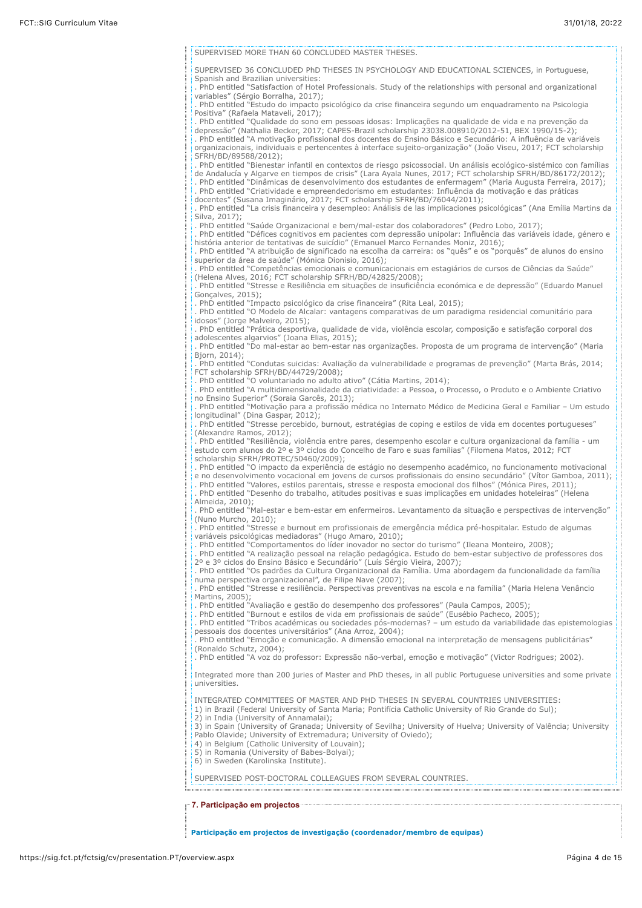SUPERVISED MORE THAN 60 CONCLUDED MASTER THESES.

SUPERVISED 36 CONCLUDED PhD THESES IN PSYCHOLOGY AND EDUCATIONAL SCIENCES, in Portuguese, Spanish and Brazilian universities:

. PhD entitled "Satisfaction of Hotel Professionals. Study of the relationships with personal and organizational variables" (Sérgio Borralha, 2017);
. PhD entitled "Estudo do impacto psicológico da crise financeira segundo um enquadramento na Psicologia Positiva" (Rafaela Mataveli, 2017);
. PhD entitled "Qualidade do sono em pessoas idosas: Implicações na qualidade de vida e na prevenção da depressão" (Nathalia Becker, 2017; CAPES-Brazil scholarship 23038.008910/2012-51, BEX 1990/15-2);
. PhD entitled "A motivação profissional dos docentes do Ensino Básico e Secundário: A influência de variáveis organizacionais, individuais e pertencentes à interface sujeito-organização" (João Viseu, 2017; FCT scholarship SFRH/BD/89588/2012);
. PhD entitled "Bienestar infantil en contextos de riesgo psicossocial. Un análisis ecológico-sistémico con famílias de Andalucía y Algarve en tiempos de crisis" (Lara Ayala Nunes, 2017; FCT scholarship SFRH/BD/86172/2012);
. PhD entitled "Dinâmicas de desenvolvimento dos estudantes de enfermagem" (Maria Augusta Ferreira, 2017);
. PhD entitled "Criatividade e empreendedorismo em estudantes: Influência da motivação e das práticas docentes" (Susana Imaginário, 2017; FCT scholarship SFRH/BD/76044/2011);
. PhD entitled "La crisis financeira y desempleo: Análisis de las implicaciones psicológicas" (Ana Emília Martins da Silva, 2017);
. PhD entitled "Saúde Organizacional e bem/mal-estar dos colaboradores" (Pedro Lobo, 2017);
. PhD entitled "Défices cognitivos em pacientes com depressão unipolar: Influência das variáveis idade, género e história anterior de tentativas de suicídio" (Emanuel Marco Fernandes Moniz, 2016);
. PhD entitled "A atribuição de significado na escolha da carreira: os "quês" e os "porquês" de alunos do ensino superior da área de saúde" (Mónica Dionisio, 2016);
. PhD entitled "Competências emocionais e comunicacionais em estagiários de cursos de Ciências da Saúde" (Helena Alves, 2016; FCT scholarship SFRH/BD/42825/2008);
. PhD entitled "Stresse e Resiliência em situações de insuficiência económica e de depressão" (Eduardo Manuel Gonçalves, 2015);
. PhD entitled "Impacto psicológico da crise financeira" (Rita Leal, 2015);
. PhD entitled "O Modelo de Alcalar: vantagens comparativas de um paradigma residencial comunitário para idosos" (Jorge Malveiro, 2015);
. PhD entitled "Prática desportiva, qualidade de vida, violência escolar, composição e satisfação corporal dos adolescentes algarvios" (Joana Elias, 2015);
. PhD entitled "Do mal-estar ao bem-estar nas organizações. Proposta de um programa de intervenção" (Maria Bjorn, 2014);
. PhD entitled "Condutas suicidas: Avaliação da vulnerabilidade e programas de prevenção" (Marta Brás, 2014; FCT scholarship SFRH/BD/44729/2008);
. PhD entitled "O voluntariado no adulto ativo" (Cátia Martins, 2014);
. PhD entitled "A multidimensionalidade da criatividade: a Pessoa, o Processo, o Produto e o Ambiente Criativo no Ensino Superior" (Soraia Garcês, 2013);
. PhD entitled "Motivação para a profissão médica no Internato Médico de Medicina Geral e Familiar – Um estudo longitudinal" (Dina Gaspar, 2012);
. PhD entitled "Stresse percebido, burnout, estratégias de coping e estilos de vida em docentes portugueses" (Alexandre Ramos, 2012);
. PhD entitled "Resiliência, violência entre pares, desempenho escolar e cultura organizacional da família - um estudo com alunos do 2º e 3º ciclos do Concelho de Faro e suas famílias" (Filomena Matos, 2012; FCT scholarship SFRH/PROTEC/50460/2009);
. PhD entitled "O impacto da experiência de estágio no desempenho académico, no funcionamento motivacional e no desenvolvimento vocacional em jovens de cursos profissionais do ensino secundário" (Vítor Gamboa, 2011);
. PhD entitled "Valores, estilos parentais, stresse e resposta emocional dos filhos" (Mónica Pires, 2011);
. PhD entitled "Desenho do trabalho, atitudes positivas e suas implicações em unidades hoteleiras" (Helena Almeida, 2010);
. PhD entitled "Mal-estar e bem-estar em enfermeiros. Levantamento da situação e perspectivas de intervenção" (Nuno Murcho, 2010);
. PhD entitled "Stresse e burnout em profissionais de emergência médica pré-hospitalar. Estudo de algumas variáveis psicológicas mediadoras" (Hugo Amaro, 2010);
. PhD entitled "Comportamentos do líder inovador no sector do turismo" (Ileana Monteiro, 2008);
. PhD entitled "A realização pessoal na relação pedagógica. Estudo do bem-estar subjectivo de professores dos 2º e 3º ciclos do Ensino Básico e Secundário" (Luís Sérgio Vieira, 2007);
. PhD entitled "Os padrões da Cultura Organizacional da Família. Uma abordagem da funcionalidade da família numa perspectiva organizacional", de Filipe Nave (2007);
. PhD entitled "Stresse e resiliência. Perspectivas preventivas na escola e na família" (Maria Helena Venâncio Martins, 2005);
. PhD entitled "Avaliação e gestão do desempenho dos professores" (Paula Campos, 2005);
. PhD entitled "Burnout e estilos de vida em profissionais de saúde" (Eusébio Pacheco, 2005);
. PhD entitled "Tribos académicas ou sociedades pós-modernas? – um estudo da variabilidade das epistemologias pessoais dos docentes universitários" (Ana Arroz, 2004);
. PhD entitled "Emoção e comunicação. A dimensão emocional na interpretação de mensagens publicitárias" (Ronaldo Schutz, 2004);
. PhD entitled "A voz do professor: Expressão não-verbal, emoção e motivação" (Victor Rodrigues; 2002).

Integrated more than 200 juries of Master and PhD theses, in all public Portuguese universities and some private universities.

INTEGRATED COMMITTEES OF MASTER AND PHD THESES IN SEVERAL COUNTRIES UNIVERSITIES:
1) in Brazil (Federal University of Santa Maria; Pontifícia Catholic University of Rio Grande do Sul);
2) in India (University of Annamalai);
3) in Spain (University of Granada; University of Sevilha; University of Huelva; University of Valência; University Pablo Olavide; University of Extremadura; University of Oviedo);
4) in Belgium (Catholic University of Louvain);
5) in Romania (University of Babes-Bolyai);
6) in Sweden (Karolinska Institute).

SUPERVISED POST-DOCTORAL COLLEAGUES FROM SEVERAL COUNTRIES.

## 7. Participação em projectos

**Participação em projectos de investigação (coordenador/membro de equipas)**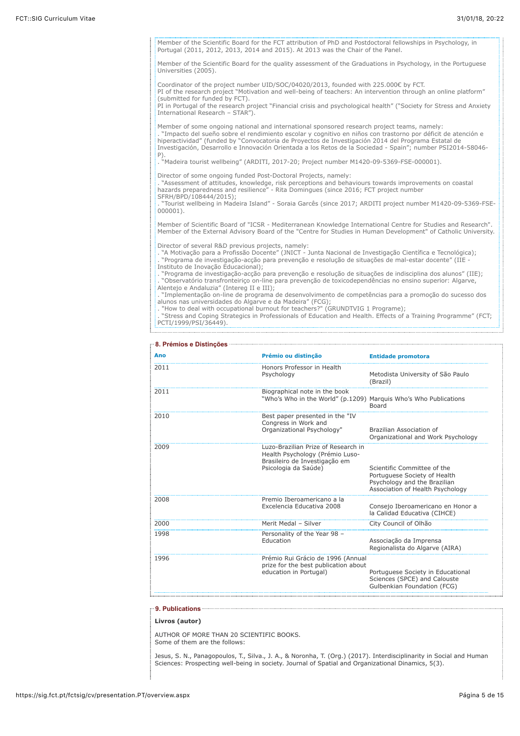Member of the Scientific Board for the FCT attribution of PhD and Postdoctoral fellowships in Psychology, in Portugal (2011, 2012, 2013, 2014 and 2015). At 2013 was the Chair of the Panel.

Member of the Scientific Board for the quality assessment of the Graduations in Psychology, in the Portuguese Universities (2005).

Coordinator of the project number UID/SOC/04020/2013, founded with 225.000€ by FCT.
PI of the research project "Motivation and well-being of teachers: An intervention through an online platform" (submitted for funded by FCT).
PI in Portugal of the research project "Financial crisis and psychological health" ("Society for Stress and Anxiety International Research – STAR").

Member of some ongoing national and international sponsored research project teams, namely:
. "Impacto del sueño sobre el rendimiento escolar y cognitivo en niños con trastorno por déficit de atención e hiperactividad" (funded by "Convocatoria de Proyectos de Investigación 2014 del Programa Estatal de Investigación, Desarrollo e Innovación Orientada a los Retos de la Sociedad - Spain"; number PSI2014-58046-P).
. "Madeira tourist wellbeing" (ARDITI, 2017-20; Project number M1420-09-5369-FSE-000001).

Director of some ongoing funded Post-Doctoral Projects, namely:
. "Assessment of attitudes, knowledge, risk perceptions and behaviours towards improvements on coastal hazards preparedness and resilience" - Rita Domingues (since 2016; FCT project number SFRH/BPD/108444/2015);
. "Tourist wellbeing in Madeira Island" - Soraia Garcês (since 2017; ARDITI project number M1420-09-5369-FSE-000001).

Member of Scientific Board of "ICSR - Mediterranean Knowledge International Centre for Studies and Research".
Member of the External Advisory Board of the "Centre for Studies in Human Development" of Catholic University.

Director of several R&D previous projects, namely:
. "A Motivação para a Profissão Docente" (JNICT - Junta Nacional de Investigação Científica e Tecnológica);
. "Programa de investigação-acção para prevenção e resolução de situações de mal-estar docente" (IIE - Instituto de Inovação Educacional);
. "Programa de investigação-acção para prevenção e resolução de situações de indisciplina dos alunos" (IIE);
. "Observatório transfronteiriço on-line para prevenção de toxicodependências no ensino superior: Algarve, Alentejo e Andaluzia" (Intereg II e III);
. "Implementação on-line de programa de desenvolvimento de competências para a promoção do sucesso dos alunos nas universidades do Algarve e da Madeira" (FCG);
. "How to deal with occupational burnout for teachers?" (GRUNDTVIG 1 Programe);
. "Stress and Coping Strategics in Professionals of Education and Health. Effects of a Training Programme" (FCT; PCTI/1999/PSI/36449).

## 8. Prémios e Distinções

| Ano | Prémio ou distinção | Entidade promotora |
|---|---|---|
| 2011 | Honors Professor in Health Psychology | Metodista University of São Paulo (Brazil) |
| 2011 | Biographical note in the book "Who's Who in the World" (p.1209) | Marquis Who's Who Publications Board |
| 2010 | Best paper presented in the "IV Congress in Work and Organizational Psychology" | Brazilian Association of Organizational and Work Psychology |
| 2009 | Luzo-Brazilian Prize of Research in Health Psychology (Prémio Luso-Brasileiro de Investigação em Psicologia da Saúde) | Scientific Committee of the Portuguese Society of Health Psychology and the Brazilian Association of Health Psychology |
| 2008 | Premio Iberoamericano a la Excelencia Educativa 2008 | Consejo Iberoamericano en Honor a la Calidad Educativa (CIHCE) |
| 2000 | Merit Medal – Silver | City Council of Olhão |
| 1998 | Personality of the Year 98 – Education | Associação da Imprensa Regionalista do Algarve (AIRA) |
| 1996 | Prémio Rui Grácio de 1996 (Annual prize for the best publication about education in Portugal) | Portuguese Society in Educational Sciences (SPCE) and Calouste Gulbenkian Foundation (FCG) |

## 9. Publications

**Livros (autor)**

AUTHOR OF MORE THAN 20 SCIENTIFIC BOOKS.
Some of them are the follows:

Jesus, S. N., Panagopoulos, T., Silva., J. A., & Noronha, T. (Org.) (2017). Interdisciplinarity in Social and Human Sciences: Prospecting well-being in society. Journal of Spatial and Organizational Dinamics, 5(3).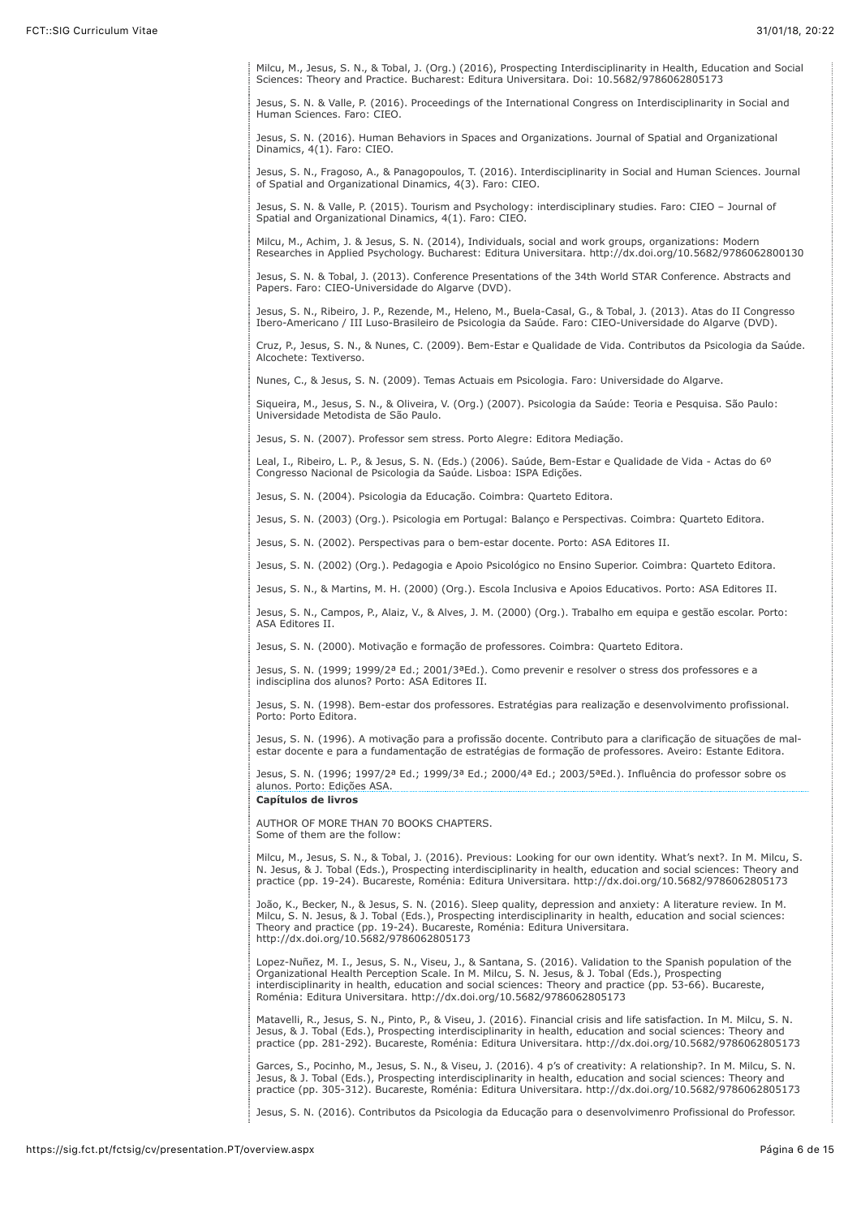Milcu, M., Jesus, S. N., & Tobal, J. (Org.) (2016), Prospecting Interdisciplinarity in Health, Education and Social Sciences: Theory and Practice. Bucharest: Editura Universitara. Doi: 10.5682/9786062805173

Jesus, S. N. & Valle, P. (2016). Proceedings of the International Congress on Interdisciplinarity in Social and Human Sciences. Faro: CIEO.

Jesus, S. N. (2016). Human Behaviors in Spaces and Organizations. Journal of Spatial and Organizational Dinamics, 4(1). Faro: CIEO.

Jesus, S. N., Fragoso, A., & Panagopoulos, T. (2016). Interdisciplinarity in Social and Human Sciences. Journal of Spatial and Organizational Dinamics, 4(3). Faro: CIEO.

Jesus, S. N. & Valle, P. (2015). Tourism and Psychology: interdisciplinary studies. Faro: CIEO – Journal of Spatial and Organizational Dinamics, 4(1). Faro: CIEO.

Milcu, M., Achim, J. & Jesus, S. N. (2014), Individuals, social and work groups, organizations: Modern Researches in Applied Psychology. Bucharest: Editura Universitara. http://dx.doi.org/10.5682/9786062800130

Jesus, S. N. & Tobal, J. (2013). Conference Presentations of the 34th World STAR Conference. Abstracts and Papers. Faro: CIEO-Universidade do Algarve (DVD).

Jesus, S. N., Ribeiro, J. P., Rezende, M., Heleno, M., Buela-Casal, G., & Tobal, J. (2013). Atas do II Congresso Ibero-Americano / III Luso-Brasileiro de Psicologia da Saúde. Faro: CIEO-Universidade do Algarve (DVD).

Cruz, P., Jesus, S. N., & Nunes, C. (2009). Bem-Estar e Qualidade de Vida. Contributos da Psicologia da Saúde. Alcochete: Textiverso.

Nunes, C., & Jesus, S. N. (2009). Temas Actuais em Psicologia. Faro: Universidade do Algarve.

Siqueira, M., Jesus, S. N., & Oliveira, V. (Org.) (2007). Psicologia da Saúde: Teoria e Pesquisa. São Paulo: Universidade Metodista de São Paulo.

Jesus, S. N. (2007). Professor sem stress. Porto Alegre: Editora Mediação.

Leal, I., Ribeiro, L. P., & Jesus, S. N. (Eds.) (2006). Saúde, Bem-Estar e Qualidade de Vida - Actas do 6º Congresso Nacional de Psicologia da Saúde. Lisboa: ISPA Edições.

Jesus, S. N. (2004). Psicologia da Educação. Coimbra: Quarteto Editora.

Jesus, S. N. (2003) (Org.). Psicologia em Portugal: Balanço e Perspectivas. Coimbra: Quarteto Editora.

Jesus, S. N. (2002). Perspectivas para o bem-estar docente. Porto: ASA Editores II.

Jesus, S. N. (2002) (Org.). Pedagogia e Apoio Psicológico no Ensino Superior. Coimbra: Quarteto Editora.

Jesus, S. N., & Martins, M. H. (2000) (Org.). Escola Inclusiva e Apoios Educativos. Porto: ASA Editores II.

Jesus, S. N., Campos, P., Alaiz, V., & Alves, J. M. (2000) (Org.). Trabalho em equipa e gestão escolar. Porto: ASA Editores II.

Jesus, S. N. (2000). Motivação e formação de professores. Coimbra: Quarteto Editora.

Jesus, S. N. (1999; 1999/2ª Ed.; 2001/3ªEd.). Como prevenir e resolver o stress dos professores e a indisciplina dos alunos? Porto: ASA Editores II.

Jesus, S. N. (1998). Bem-estar dos professores. Estratégias para realização e desenvolvimento profissional. Porto: Porto Editora.

Jesus, S. N. (1996). A motivação para a profissão docente. Contributo para a clarificação de situações de mal-estar docente e para a fundamentação de estratégias de formação de professores. Aveiro: Estante Editora.

Jesus, S. N. (1996; 1997/2ª Ed.; 1999/3ª Ed.; 2000/4ª Ed.; 2003/5ªEd.). Influência do professor sobre os alunos. Porto: Edições ASA.

**Capítulos de livros**

AUTHOR OF MORE THAN 70 BOOKS CHAPTERS.
Some of them are the follow:

Milcu, M., Jesus, S. N., & Tobal, J. (2016). Previous: Looking for our own identity. What's next?. In M. Milcu, S. N. Jesus, & J. Tobal (Eds.), Prospecting interdisciplinarity in health, education and social sciences: Theory and practice (pp. 19-24). Bucareste, Roménia: Editura Universitara. http://dx.doi.org/10.5682/9786062805173

João, K., Becker, N., & Jesus, S. N. (2016). Sleep quality, depression and anxiety: A literature review. In M. Milcu, S. N. Jesus, & J. Tobal (Eds.), Prospecting interdisciplinarity in health, education and social sciences: Theory and practice (pp. 19-24). Bucareste, Roménia: Editura Universitara. http://dx.doi.org/10.5682/9786062805173

Lopez-Nuñez, M. I., Jesus, S. N., Viseu, J., & Santana, S. (2016). Validation to the Spanish population of the Organizational Health Perception Scale. In M. Milcu, S. N. Jesus, & J. Tobal (Eds.), Prospecting interdisciplinarity in health, education and social sciences: Theory and practice (pp. 53-66). Bucareste, Roménia: Editura Universitara. http://dx.doi.org/10.5682/9786062805173

Matavelli, R., Jesus, S. N., Pinto, P., & Viseu, J. (2016). Financial crisis and life satisfaction. In M. Milcu, S. N. Jesus, & J. Tobal (Eds.), Prospecting interdisciplinarity in health, education and social sciences: Theory and practice (pp. 281-292). Bucareste, Roménia: Editura Universitara. http://dx.doi.org/10.5682/9786062805173

Garces, S., Pocinho, M., Jesus, S. N., & Viseu, J. (2016). 4 p's of creativity: A relationship?. In M. Milcu, S. N. Jesus, & J. Tobal (Eds.), Prospecting interdisciplinarity in health, education and social sciences: Theory and practice (pp. 305-312). Bucareste, Roménia: Editura Universitara. http://dx.doi.org/10.5682/9786062805173

Jesus, S. N. (2016). Contributos da Psicologia da Educação para o desenvolvimenro Profissional do Professor.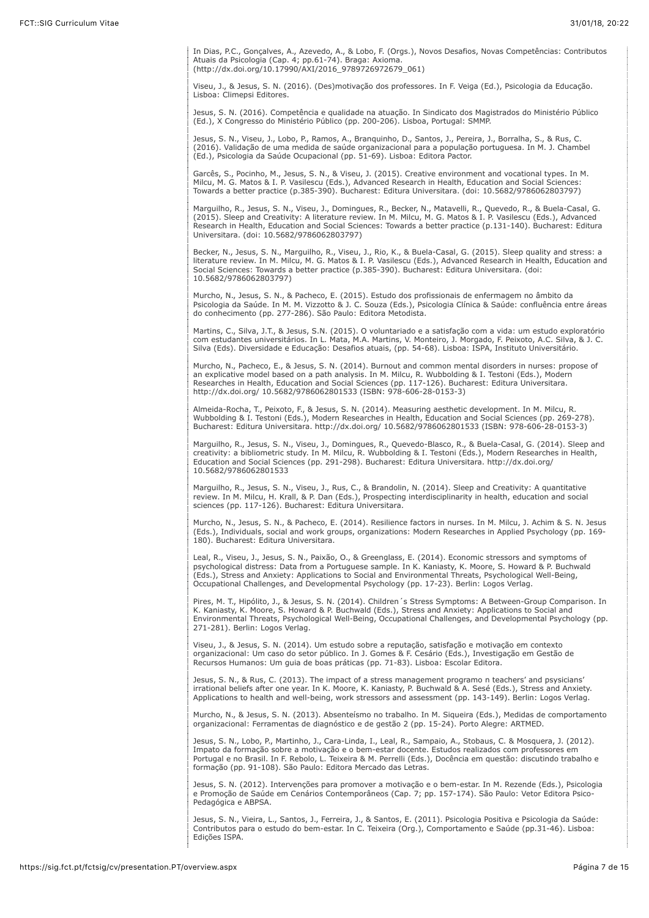In Dias, P.C., Gonçalves, A., Azevedo, A., & Lobo, F. (Orgs.), Novos Desafios, Novas Competências: Contributos Atuais da Psicologia (Cap. 4; pp.61-74). Braga: Axioma. (http://dx.doi.org/10.17990/AXI/2016_9789726972679_061)

Viseu, J., & Jesus, S. N. (2016). (Des)motivação dos professores. In F. Veiga (Ed.), Psicologia da Educação. Lisboa: Climepsi Editores.

Jesus, S. N. (2016). Competência e qualidade na atuação. In Sindicato dos Magistrados do Ministério Público (Ed.), X Congresso do Ministério Público (pp. 200-206). Lisboa, Portugal: SMMP.

Jesus, S. N., Viseu, J., Lobo, P., Ramos, A., Branquinho, D., Santos, J., Pereira, J., Borralha, S., & Rus, C. (2016). Validação de uma medida de saúde organizacional para a população portuguesa. In M. J. Chambel (Ed.), Psicologia da Saúde Ocupacional (pp. 51-69). Lisboa: Editora Pactor.

Garcês, S., Pocinho, M., Jesus, S. N., & Viseu, J. (2015). Creative environment and vocational types. In M. Milcu, M. G. Matos & I. P. Vasilescu (Eds.), Advanced Research in Health, Education and Social Sciences: Towards a better practice (p.385-390). Bucharest: Editura Universitara. (doi: 10.5682/9786062803797)

Marguilho, R., Jesus, S. N., Viseu, J., Domingues, R., Becker, N., Matavelli, R., Quevedo, R., & Buela-Casal, G. (2015). Sleep and Creativity: A literature review. In M. Milcu, M. G. Matos & I. P. Vasilescu (Eds.), Advanced Research in Health, Education and Social Sciences: Towards a better practice (p.131-140). Bucharest: Editura Universitara. (doi: 10.5682/9786062803797)

Becker, N., Jesus, S. N., Marguilho, R., Viseu, J., Rio, K., & Buela-Casal, G. (2015). Sleep quality and stress: a literature review. In M. Milcu, M. G. Matos & I. P. Vasilescu (Eds.), Advanced Research in Health, Education and Social Sciences: Towards a better practice (p.385-390). Bucharest: Editura Universitara. (doi: 10.5682/9786062803797)

Murcho, N., Jesus, S. N., & Pacheco, E. (2015). Estudo dos profissionais de enfermagem no âmbito da Psicologia da Saúde. In M. M. Vizzotto & J. C. Souza (Eds.), Psicologia Clínica & Saúde: confluência entre áreas do conhecimento (pp. 277-286). São Paulo: Editora Metodista.

Martins, C., Silva, J.T., & Jesus, S.N. (2015). O voluntariado e a satisfação com a vida: um estudo exploratório com estudantes universitários. In L. Mata, M.A. Martins, V. Monteiro, J. Morgado, F. Peixoto, A.C. Silva, & J. C. Silva (Eds). Diversidade e Educação: Desafios atuais, (pp. 54-68). Lisboa: ISPA, Instituto Universitário.

Murcho, N., Pacheco, E., & Jesus, S. N. (2014). Burnout and common mental disorders in nurses: propose of an explicative model based on a path analysis. In M. Milcu, R. Wubbolding & I. Testoni (Eds.), Modern Researches in Health, Education and Social Sciences (pp. 117-126). Bucharest: Editura Universitara. http://dx.doi.org/ 10.5682/9786062801533 (ISBN: 978-606-28-0153-3)

Almeida-Rocha, T., Peixoto, F., & Jesus, S. N. (2014). Measuring aesthetic development. In M. Milcu, R. Wubbolding & I. Testoni (Eds.), Modern Researches in Health, Education and Social Sciences (pp. 269-278). Bucharest: Editura Universitara. http://dx.doi.org/ 10.5682/9786062801533 (ISBN: 978-606-28-0153-3)

Marguilho, R., Jesus, S. N., Viseu, J., Domingues, R., Quevedo-Blasco, R., & Buela-Casal, G. (2014). Sleep and creativity: a bibliometric study. In M. Milcu, R. Wubbolding & I. Testoni (Eds.), Modern Researches in Health, Education and Social Sciences (pp. 291-298). Bucharest: Editura Universitara. http://dx.doi.org/ 10.5682/9786062801533

Marguilho, R., Jesus, S. N., Viseu, J., Rus, C., & Brandolin, N. (2014). Sleep and Creativity: A quantitative review. In M. Milcu, H. Krall, & P. Dan (Eds.), Prospecting interdisciplinarity in health, education and social sciences (pp. 117-126). Bucharest: Editura Universitara.

Murcho, N., Jesus, S. N., & Pacheco, E. (2014). Resilience factors in nurses. In M. Milcu, J. Achim & S. N. Jesus (Eds.), Individuals, social and work groups, organizations: Modern Researches in Applied Psychology (pp. 169-180). Bucharest: Editura Universitara.

Leal, R., Viseu, J., Jesus, S. N., Paixão, O., & Greenglass, E. (2014). Economic stressors and symptoms of psychological distress: Data from a Portuguese sample. In K. Kaniasty, K. Moore, S. Howard & P. Buchwald (Eds.), Stress and Anxiety: Applications to Social and Environmental Threats, Psychological Well-Being, Occupational Challenges, and Developmental Psychology (pp. 17-23). Berlin: Logos Verlag.

Pires, M. T., Hipólito, J., & Jesus, S. N. (2014). Children´s Stress Symptoms: A Between-Group Comparison. In K. Kaniasty, K. Moore, S. Howard & P. Buchwald (Eds.), Stress and Anxiety: Applications to Social and Environmental Threats, Psychological Well-Being, Occupational Challenges, and Developmental Psychology (pp. 271-281). Berlin: Logos Verlag.

Viseu, J., & Jesus, S. N. (2014). Um estudo sobre a reputação, satisfação e motivação em contexto organizacional: Um caso do setor público. In J. Gomes & F. Cesário (Eds.), Investigação em Gestão de Recursos Humanos: Um guia de boas práticas (pp. 71-83). Lisboa: Escolar Editora.

Jesus, S. N., & Rus, C. (2013). The impact of a stress management programo n teachers' and psysicians' irrational beliefs after one year. In K. Moore, K. Kaniasty, P. Buchwald & A. Sesé (Eds.), Stress and Anxiety. Applications to health and well-being, work stressors and assessment (pp. 143-149). Berlin: Logos Verlag.

Murcho, N., & Jesus, S. N. (2013). Absenteísmo no trabalho. In M. Siqueira (Eds.), Medidas de comportamento organizacional: Ferramentas de diagnóstico e de gestão 2 (pp. 15-24). Porto Alegre: ARTMED.

Jesus, S. N., Lobo, P., Martinho, J., Cara-Linda, I., Leal, R., Sampaio, A., Stobaus, C. & Mosquera, J. (2012). Impato da formação sobre a motivação e o bem-estar docente. Estudos realizados com professores em Portugal e no Brasil. In F. Rebolo, L. Teixeira & M. Perrelli (Eds.), Docência em questão: discutindo trabalho e formação (pp. 91-108). São Paulo: Editora Mercado das Letras.

Jesus, S. N. (2012). Intervenções para promover a motivação e o bem-estar. In M. Rezende (Eds.), Psicologia e Promoção de Saúde em Cenários Contemporâneos (Cap. 7; pp. 157-174). São Paulo: Vetor Editora Psico-Pedagógica e ABPSA.

Jesus, S. N., Vieira, L., Santos, J., Ferreira, J., & Santos, E. (2011). Psicologia Positiva e Psicologia da Saúde: Contributos para o estudo do bem-estar. In C. Teixeira (Org.), Comportamento e Saúde (pp.31-46). Lisboa: Edições ISPA.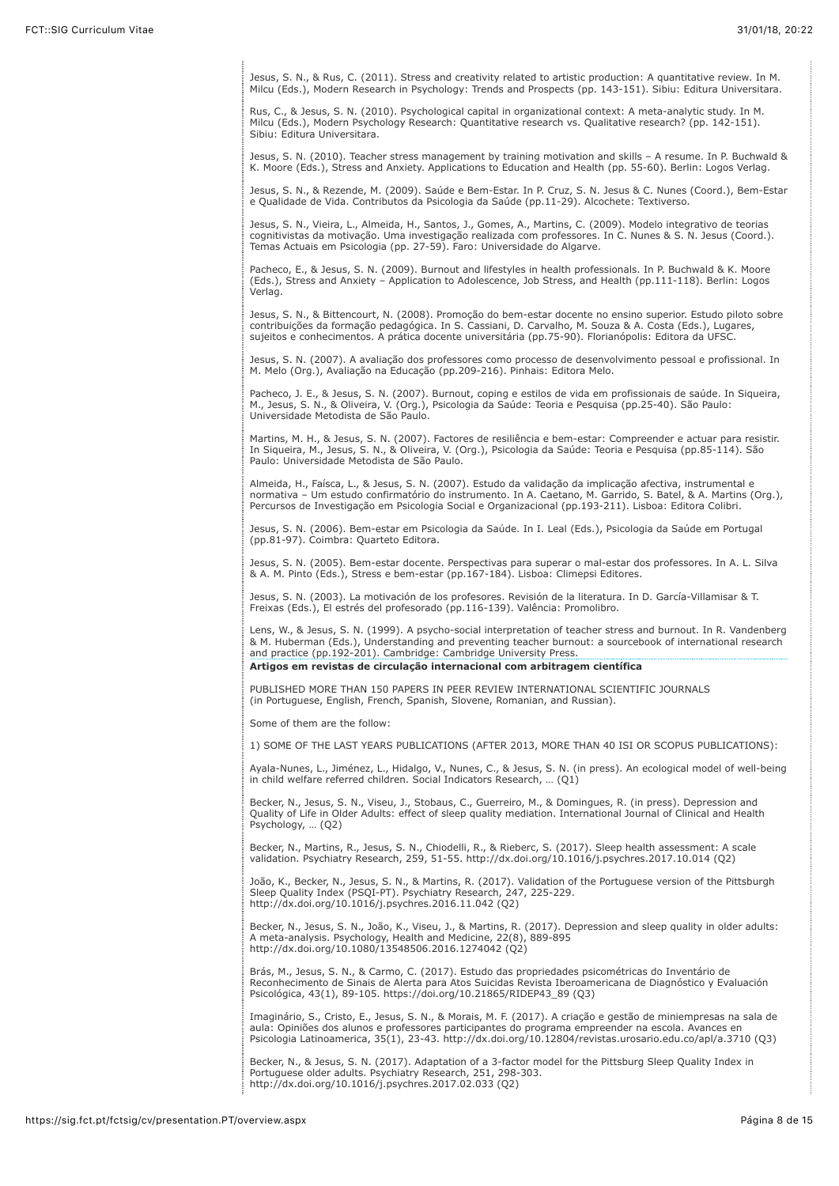Jesus, S. N., & Rus, C. (2011). Stress and creativity related to artistic production: A quantitative review. In M. Milcu (Eds.), Modern Research in Psychology: Trends and Prospects (pp. 143-151). Sibiu: Editura Universitara.

Rus, C., & Jesus, S. N. (2010). Psychological capital in organizational context: A meta-analytic study. In M. Milcu (Eds.), Modern Psychology Research: Quantitative research vs. Qualitative research? (pp. 142-151). Sibiu: Editura Universitara.

Jesus, S. N. (2010). Teacher stress management by training motivation and skills – A resume. In P. Buchwald & K. Moore (Eds.), Stress and Anxiety. Applications to Education and Health (pp. 55-60). Berlin: Logos Verlag.

Jesus, S. N., & Rezende, M. (2009). Saúde e Bem-Estar. In P. Cruz, S. N. Jesus & C. Nunes (Coord.), Bem-Estar e Qualidade de Vida. Contributos da Psicologia da Saúde (pp.11-29). Alcochete: Textiverso.

Jesus, S. N., Vieira, L., Almeida, H., Santos, J., Gomes, A., Martins, C. (2009). Modelo integrativo de teorias cognitivistas da motivação. Uma investigação realizada com professores. In C. Nunes & S. N. Jesus (Coord.). Temas Actuais em Psicologia (pp. 27-59). Faro: Universidade do Algarve.

Pacheco, E., & Jesus, S. N. (2009). Burnout and lifestyles in health professionals. In P. Buchwald & K. Moore (Eds.), Stress and Anxiety – Application to Adolescence, Job Stress, and Health (pp.111-118). Berlin: Logos Verlag.

Jesus, S. N., & Bittencourt, N. (2008). Promoção do bem-estar docente no ensino superior. Estudo piloto sobre contribuições da formação pedagógica. In S. Cassiani, D. Carvalho, M. Souza & A. Costa (Eds.), Lugares, sujeitos e conhecimentos. A prática docente universitária (pp.75-90). Florianópolis: Editora da UFSC.

Jesus, S. N. (2007). A avaliação dos professores como processo de desenvolvimento pessoal e profissional. In M. Melo (Org.), Avaliação na Educação (pp.209-216). Pinhais: Editora Melo.

Pacheco, J. E., & Jesus, S. N. (2007). Burnout, coping e estilos de vida em profissionais de saúde. In Siqueira, M., Jesus, S. N., & Oliveira, V. (Org.), Psicologia da Saúde: Teoria e Pesquisa (pp.25-40). São Paulo: Universidade Metodista de São Paulo.

Martins, M. H., & Jesus, S. N. (2007). Factores de resiliência e bem-estar: Compreender e actuar para resistir. In Siqueira, M., Jesus, S. N., & Oliveira, V. (Org.), Psicologia da Saúde: Teoria e Pesquisa (pp.85-114). São Paulo: Universidade Metodista de São Paulo.

Almeida, H., Faísca, L., & Jesus, S. N. (2007). Estudo da validação da implicação afectiva, instrumental e normativa – Um estudo confirmatório do instrumento. In A. Caetano, M. Garrido, S. Batel, & A. Martins (Org.), Percursos de Investigação em Psicologia Social e Organizacional (pp.193-211). Lisboa: Editora Colibri.

Jesus, S. N. (2006). Bem-estar em Psicologia da Saúde. In I. Leal (Eds.), Psicologia da Saúde em Portugal (pp.81-97). Coimbra: Quarteto Editora.

Jesus, S. N. (2005). Bem-estar docente. Perspectivas para superar o mal-estar dos professores. In A. L. Silva & A. M. Pinto (Eds.), Stress e bem-estar (pp.167-184). Lisboa: Climepsi Editores.

Jesus, S. N. (2003). La motivación de los profesores. Revisión de la literatura. In D. García-Villamisar & T. Freixas (Eds.), El estrés del profesorado (pp.116-139). Valência: Promolibro.

Lens, W., & Jesus, S. N. (1999). A psycho-social interpretation of teacher stress and burnout. In R. Vandenberg & M. Huberman (Eds.), Understanding and preventing teacher burnout: a sourcebook of international research and practice (pp.192-201). Cambridge: Cambridge University Press.

**Artigos em revistas de circulação internacional com arbitragem científica**

PUBLISHED MORE THAN 150 PAPERS IN PEER REVIEW INTERNATIONAL SCIENTIFIC JOURNALS (in Portuguese, English, French, Spanish, Slovene, Romanian, and Russian).

Some of them are the follow:

1) SOME OF THE LAST YEARS PUBLICATIONS (AFTER 2013, MORE THAN 40 ISI OR SCOPUS PUBLICATIONS):

Ayala-Nunes, L., Jiménez, L., Hidalgo, V., Nunes, C., & Jesus, S. N. (in press). An ecological model of well-being in child welfare referred children. Social Indicators Research, … (Q1)

Becker, N., Jesus, S. N., Viseu, J., Stobaus, C., Guerreiro, M., & Domingues, R. (in press). Depression and Quality of Life in Older Adults: effect of sleep quality mediation. International Journal of Clinical and Health Psychology, … (Q2)

Becker, N., Martins, R., Jesus, S. N., Chiodelli, R., & Rieberc, S. (2017). Sleep health assessment: A scale validation. Psychiatry Research, 259, 51-55. http://dx.doi.org/10.1016/j.psychres.2017.10.014 (Q2)

João, K., Becker, N., Jesus, S. N., & Martins, R. (2017). Validation of the Portuguese version of the Pittsburgh Sleep Quality Index (PSQI-PT). Psychiatry Research, 247, 225-229. http://dx.doi.org/10.1016/j.psychres.2016.11.042 (Q2)

Becker, N., Jesus, S. N., João, K., Viseu, J., & Martins, R. (2017). Depression and sleep quality in older adults: A meta-analysis. Psychology, Health and Medicine, 22(8), 889-895 http://dx.doi.org/10.1080/13548506.2016.1274042 (Q2)

Brás, M., Jesus, S. N., & Carmo, C. (2017). Estudo das propriedades psicométricas do Inventário de Reconhecimento de Sinais de Alerta para Atos Suicidas Revista Iberoamericana de Diagnóstico y Evaluación Psicológica, 43(1), 89-105. https://doi.org/10.21865/RIDEP43_89 (Q3)

Imaginário, S., Cristo, E., Jesus, S. N., & Morais, M. F. (2017). A criação e gestão de miniempresas na sala de aula: Opiniões dos alunos e professores participantes do programa empreender na escola. Avances en Psicologia Latinoamerica, 35(1), 23-43. http://dx.doi.org/10.12804/revistas.urosario.edu.co/apl/a.3710 (Q3)

Becker, N., & Jesus, S. N. (2017). Adaptation of a 3-factor model for the Pittsburg Sleep Quality Index in Portuguese older adults. Psychiatry Research, 251, 298-303. http://dx.doi.org/10.1016/j.psychres.2017.02.033 (Q2)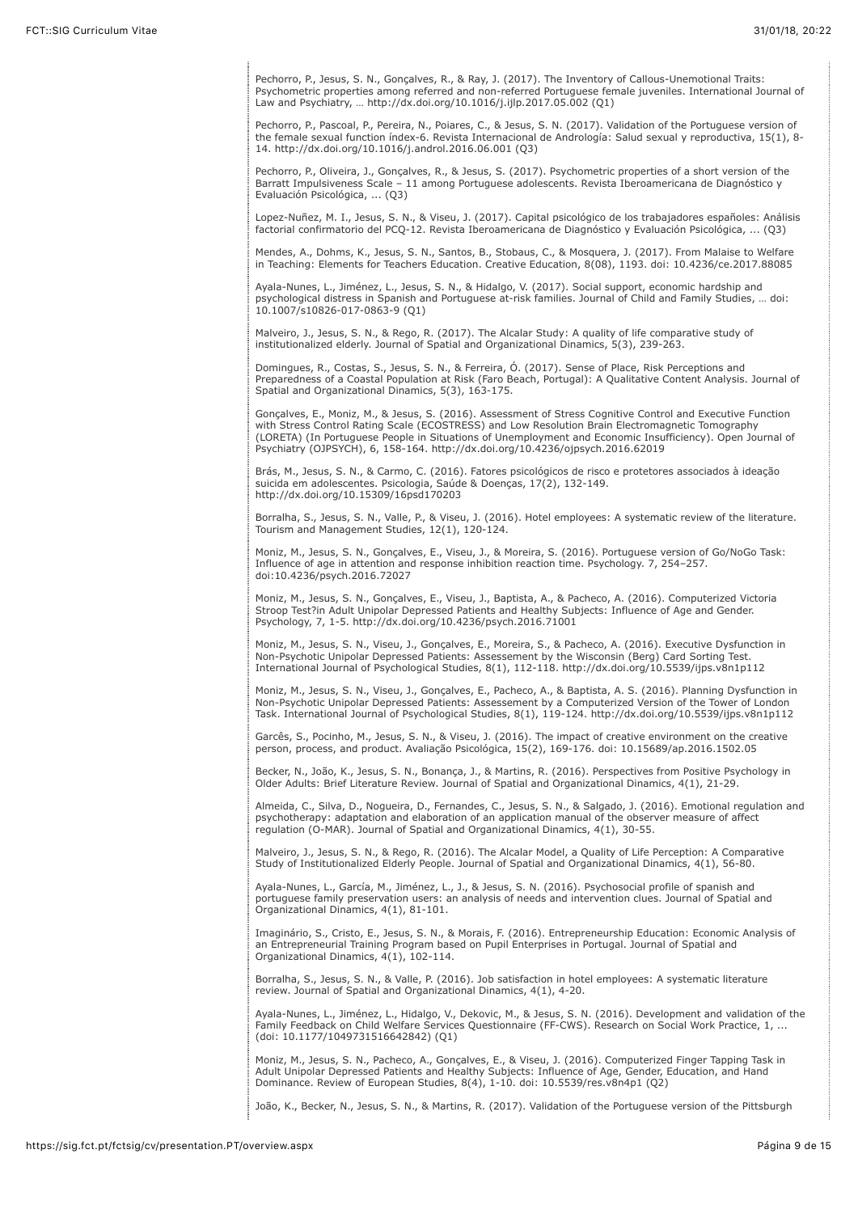Pechorro, P., Jesus, S. N., Gonçalves, R., & Ray, J. (2017). The Inventory of Callous-Unemotional Traits: Psychometric properties among referred and non-referred Portuguese female juveniles. International Journal of Law and Psychiatry, … http://dx.doi.org/10.1016/j.ijlp.2017.05.002 (Q1)

Pechorro, P., Pascoal, P., Pereira, N., Poiares, C., & Jesus, S. N. (2017). Validation of the Portuguese version of the female sexual function índex-6. Revista Internacional de Andrología: Salud sexual y reproductiva, 15(1), 8-14. http://dx.doi.org/10.1016/j.androl.2016.06.001 (Q3)

Pechorro, P., Oliveira, J., Gonçalves, R., & Jesus, S. (2017). Psychometric properties of a short version of the Barratt Impulsiveness Scale – 11 among Portuguese adolescents. Revista Iberoamericana de Diagnóstico y Evaluación Psicológica, ... (Q3)

Lopez-Nuñez, M. I., Jesus, S. N., & Viseu, J. (2017). Capital psicológico de los trabajadores españoles: Análisis factorial confirmatorio del PCQ-12. Revista Iberoamericana de Diagnóstico y Evaluación Psicológica, ... (Q3)

Mendes, A., Dohms, K., Jesus, S. N., Santos, B., Stobaus, C., & Mosquera, J. (2017). From Malaise to Welfare in Teaching: Elements for Teachers Education. Creative Education, 8(08), 1193. doi: 10.4236/ce.2017.88085

Ayala-Nunes, L., Jiménez, L., Jesus, S. N., & Hidalgo, V. (2017). Social support, economic hardship and psychological distress in Spanish and Portuguese at-risk families. Journal of Child and Family Studies, … doi: 10.1007/s10826-017-0863-9 (Q1)

Malveiro, J., Jesus, S. N., & Rego, R. (2017). The Alcalar Study: A quality of life comparative study of institutionalized elderly. Journal of Spatial and Organizational Dinamics, 5(3), 239-263.

Domingues, R., Costas, S., Jesus, S. N., & Ferreira, Ó. (2017). Sense of Place, Risk Perceptions and Preparedness of a Coastal Population at Risk (Faro Beach, Portugal): A Qualitative Content Analysis. Journal of Spatial and Organizational Dinamics, 5(3), 163-175.

Gonçalves, E., Moniz, M., & Jesus, S. (2016). Assessment of Stress Cognitive Control and Executive Function with Stress Control Rating Scale (ECOSTRESS) and Low Resolution Brain Electromagnetic Tomography (LORETA) (In Portuguese People in Situations of Unemployment and Economic Insufficiency). Open Journal of Psychiatry (OJPSYCH), 6, 158-164. http://dx.doi.org/10.4236/ojpsych.2016.62019

Brás, M., Jesus, S. N., & Carmo, C. (2016). Fatores psicológicos de risco e protetores associados à ideação suicida em adolescentes. Psicologia, Saúde & Doenças, 17(2), 132-149. http://dx.doi.org/10.15309/16psd170203

Borralha, S., Jesus, S. N., Valle, P., & Viseu, J. (2016). Hotel employees: A systematic review of the literature. Tourism and Management Studies, 12(1), 120-124.

Moniz, M., Jesus, S. N., Gonçalves, E., Viseu, J., & Moreira, S. (2016). Portuguese version of Go/NoGo Task: Influence of age in attention and response inhibition reaction time. Psychology. 7, 254–257. doi:10.4236/psych.2016.72027

Moniz, M., Jesus, S. N., Gonçalves, E., Viseu, J., Baptista, A., & Pacheco, A. (2016). Computerized Victoria Stroop Test?in Adult Unipolar Depressed Patients and Healthy Subjects: Influence of Age and Gender. Psychology, 7, 1-5. http://dx.doi.org/10.4236/psych.2016.71001

Moniz, M., Jesus, S. N., Viseu, J., Gonçalves, E., Moreira, S., & Pacheco, A. (2016). Executive Dysfunction in Non-Psychotic Unipolar Depressed Patients: Assessement by the Wisconsin (Berg) Card Sorting Test. International Journal of Psychological Studies, 8(1), 112-118. http://dx.doi.org/10.5539/ijps.v8n1p112

Moniz, M., Jesus, S. N., Viseu, J., Gonçalves, E., Pacheco, A., & Baptista, A. S. (2016). Planning Dysfunction in Non-Psychotic Unipolar Depressed Patients: Assessement by a Computerized Version of the Tower of London Task. International Journal of Psychological Studies, 8(1), 119-124. http://dx.doi.org/10.5539/ijps.v8n1p112

Garcês, S., Pocinho, M., Jesus, S. N., & Viseu, J. (2016). The impact of creative environment on the creative person, process, and product. Avaliação Psicológica, 15(2), 169-176. doi: 10.15689/ap.2016.1502.05

Becker, N., João, K., Jesus, S. N., Bonança, J., & Martins, R. (2016). Perspectives from Positive Psychology in Older Adults: Brief Literature Review. Journal of Spatial and Organizational Dinamics, 4(1), 21-29.

Almeida, C., Silva, D., Nogueira, D., Fernandes, C., Jesus, S. N., & Salgado, J. (2016). Emotional regulation and psychotherapy: adaptation and elaboration of an application manual of the observer measure of affect regulation (O-MAR). Journal of Spatial and Organizational Dinamics, 4(1), 30-55.

Malveiro, J., Jesus, S. N., & Rego, R. (2016). The Alcalar Model, a Quality of Life Perception: A Comparative Study of Institutionalized Elderly People. Journal of Spatial and Organizational Dinamics, 4(1), 56-80.

Ayala-Nunes, L., García, M., Jiménez, L., J., & Jesus, S. N. (2016). Psychosocial profile of spanish and portuguese family preservation users: an analysis of needs and intervention clues. Journal of Spatial and Organizational Dinamics, 4(1), 81-101.

Imaginário, S., Cristo, E., Jesus, S. N., & Morais, F. (2016). Entrepreneurship Education: Economic Analysis of an Entrepreneurial Training Program based on Pupil Enterprises in Portugal. Journal of Spatial and Organizational Dinamics, 4(1), 102-114.

Borralha, S., Jesus, S. N., & Valle, P. (2016). Job satisfaction in hotel employees: A systematic literature review. Journal of Spatial and Organizational Dinamics, 4(1), 4-20.

Ayala-Nunes, L., Jiménez, L., Hidalgo, V., Dekovic, M., & Jesus, S. N. (2016). Development and validation of the Family Feedback on Child Welfare Services Questionnaire (FF-CWS). Research on Social Work Practice, 1, ... (doi: 10.1177/1049731516642842) (Q1)

Moniz, M., Jesus, S. N., Pacheco, A., Gonçalves, E., & Viseu, J. (2016). Computerized Finger Tapping Task in Adult Unipolar Depressed Patients and Healthy Subjects: Influence of Age, Gender, Education, and Hand Dominance. Review of European Studies, 8(4), 1-10. doi: 10.5539/res.v8n4p1 (Q2)

João, K., Becker, N., Jesus, S. N., & Martins, R. (2017). Validation of the Portuguese version of the Pittsburgh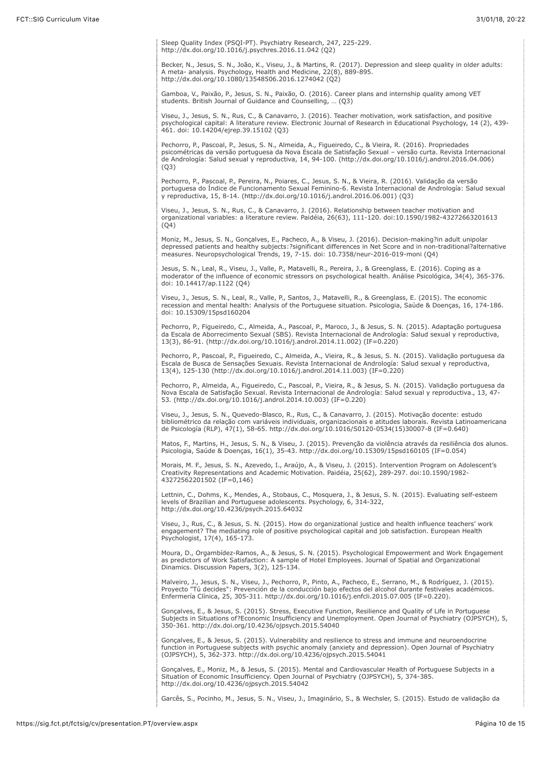Sleep Quality Index (PSQI-PT). Psychiatry Research, 247, 225-229. http://dx.doi.org/10.1016/j.psychres.2016.11.042 (Q2)

Becker, N., Jesus, S. N., João, K., Viseu, J., & Martins, R. (2017). Depression and sleep quality in older adults: A meta- analysis. Psychology, Health and Medicine, 22(8), 889-895. http://dx.doi.org/10.1080/13548506.2016.1274042 (Q2)

Gamboa, V., Paixão, P., Jesus, S. N., Paixão, O. (2016). Career plans and internship quality among VET students. British Journal of Guidance and Counselling, … (Q3)

Viseu, J., Jesus, S. N., Rus, C., & Canavarro, J. (2016). Teacher motivation, work satisfaction, and positive psychological capital: A literature review. Electronic Journal of Research in Educational Psychology, 14 (2), 439-461. doi: 10.14204/ejrep.39.15102 (Q3)

Pechorro, P., Pascoal, P., Jesus, S. N., Almeida, A., Figueiredo, C., & Vieira, R. (2016). Propriedades psicométricas da versão portuguesa da Nova Escala de Satisfação Sexual – versão curta. Revista Internacional de Andrología: Salud sexual y reproductiva, 14, 94-100. (http://dx.doi.org/10.1016/j.androl.2016.04.006) (Q3)

Pechorro, P., Pascoal, P., Pereira, N., Poiares, C., Jesus, S. N., & Vieira, R. (2016). Validação da versão portuguesa do Índice de Funcionamento Sexual Feminino-6. Revista Internacional de Andrología: Salud sexual y reproductiva, 15, 8-14. (http://dx.doi.org/10.1016/j.androl.2016.06.001) (Q3)

Viseu, J., Jesus, S. N., Rus, C., & Canavarro, J. (2016). Relationship between teacher motivation and organizational variables: a literature review. Paidéia, 26(63), 111-120. doi:10.1590/1982-43272663201613 (Q4)

Moniz, M., Jesus, S. N., Gonçalves, E., Pacheco, A., & Viseu, J. (2016). Decision-making?in adult unipolar depressed patients and healthy subjects:?significant differences in Net Score and in non-traditional?alternative measures. Neuropsychological Trends, 19, 7-15. doi: 10.7358/neur-2016-019-moni (Q4)

Jesus, S. N., Leal, R., Viseu, J., Valle, P., Matavelli, R., Pereira, J., & Greenglass, E. (2016). Coping as a moderator of the influence of economic stressors on psychological health. Análise Psicológica, 34(4), 365-376. doi: 10.14417/ap.1122 (Q4)

Viseu, J., Jesus, S. N., Leal, R., Valle, P., Santos, J., Matavelli, R., & Greenglass, E. (2015). The economic recession and mental health: Analysis of the Portuguese situation. Psicologia, Saúde & Doenças, 16, 174-186. doi: 10.15309/15psd160204

Pechorro, P., Figueiredo, C., Almeida, A., Pascoal, P., Maroco, J., & Jesus, S. N. (2015). Adaptação portuguesa da Escala de Aborrecimento Sexual (SBS). Revista Internacional de Andrología: Salud sexual y reproductiva, 13(3), 86-91. (http://dx.doi.org/10.1016/j.androl.2014.11.002) (IF=0.220)

Pechorro, P., Pascoal, P., Figueiredo, C., Almeida, A., Vieira, R., & Jesus, S. N. (2015). Validação portuguesa da Escala de Busca de Sensações Sexuais. Revista Internacional de Andrología: Salud sexual y reproductiva, 13(4), 125-130 (http://dx.doi.org/10.1016/j.androl.2014.11.003) (IF=0.220)

Pechorro, P., Almeida, A., Figueiredo, C., Pascoal, P., Vieira, R., & Jesus, S. N. (2015). Validação portuguesa da Nova Escala de Satisfação Sexual. Revista Internacional de Andrología: Salud sexual y reproductiva., 13, 47-53. (http://dx.doi.org/10.1016/j.androl.2014.10.003) (IF=0.220)

Viseu, J., Jesus, S. N., Quevedo-Blasco, R., Rus, C., & Canavarro, J. (2015). Motivação docente: estudo bibliométrico da relação com variáveis individuais, organizacionais e atitudes laborais. Revista Latinoamericana de Psicología (RLP), 47(1), 58-65. http://dx.doi.org/10.1016/S0120-0534(15)30007-8 (IF=0.640)

Matos, F., Martins, H., Jesus, S. N., & Viseu, J. (2015). Prevenção da violência através da resiliência dos alunos. Psicologia, Saúde & Doenças, 16(1), 35-43. http://dx.doi.org/10.15309/15psd160105 (IF=0.054)

Morais, M. F., Jesus, S. N., Azevedo, I., Araújo, A., & Viseu, J. (2015). Intervention Program on Adolescent's Creativity Representations and Academic Motivation. Paidéia, 25(62), 289-297. doi:10.1590/1982-43272562201502 (IF=0,146)

Lettnin, C., Dohms, K., Mendes, A., Stobaus, C., Mosquera, J., & Jesus, S. N. (2015). Evaluating self-esteem levels of Brazilian and Portuguese adolescents. Psychology, 6, 314-322, http://dx.doi.org/10.4236/psych.2015.64032

Viseu, J., Rus, C., & Jesus, S. N. (2015). How do organizational justice and health influence teachers' work engagement? The mediating role of positive psychological capital and job satisfaction. European Health Psychologist, 17(4), 165-173.

Moura, D., Orgambídez-Ramos, A., & Jesus, S. N. (2015). Psychological Empowerment and Work Engagement as predictors of Work Satisfaction: A sample of Hotel Employees. Journal of Spatial and Organizational Dinamics. Discussion Papers, 3(2), 125-134.

Malveiro, J., Jesus, S. N., Viseu, J., Pechorro, P., Pinto, A., Pacheco, E., Serrano, M., & Rodríguez, J. (2015). Proyecto "Tú decides": Prevención de la conducción bajo efectos del alcohol durante festivales académicos. Enfermería Clínica, 25, 305-311. http://dx.doi.org/10.1016/j.enfcli.2015.07.005 (IF=0.220).

Gonçalves, E., & Jesus, S. (2015). Stress, Executive Function, Resilience and Quality of Life in Portuguese Subjects in Situations of?Economic Insufficiency and Unemployment. Open Journal of Psychiatry (OJPSYCH), 5, 350-361. http://dx.doi.org/10.4236/ojpsych.2015.54040

Gonçalves, E., & Jesus, S. (2015). Vulnerability and resilience to stress and immune and neuroendocrine function in Portuguese subjects with psychic anomaly (anxiety and depression). Open Journal of Psychiatry (OJPSYCH), 5, 362-373. http://dx.doi.org/10.4236/ojpsych.2015.54041

Gonçalves, E., Moniz, M., & Jesus, S. (2015). Mental and Cardiovascular Health of Portuguese Subjects in a Situation of Economic Insufficiency. Open Journal of Psychiatry (OJPSYCH), 5, 374-385. http://dx.doi.org/10.4236/ojpsych.2015.54042

Garcês, S., Pocinho, M., Jesus, S. N., Viseu, J., Imaginário, S., & Wechsler, S. (2015). Estudo de validação da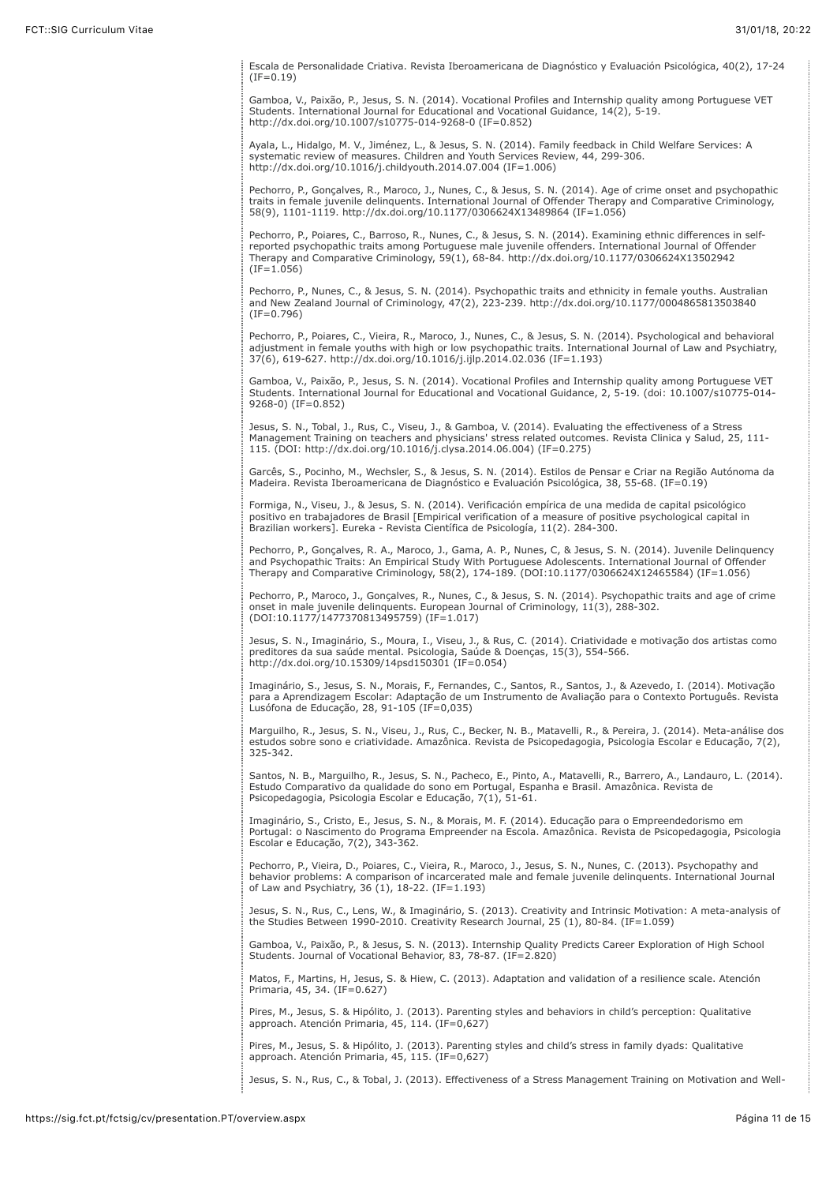Escala de Personalidade Criativa. Revista Iberoamericana de Diagnóstico y Evaluación Psicológica, 40(2), 17-24 (IF=0.19)

Gamboa, V., Paixão, P., Jesus, S. N. (2014). Vocational Profiles and Internship quality among Portuguese VET Students. International Journal for Educational and Vocational Guidance, 14(2), 5-19. http://dx.doi.org/10.1007/s10775-014-9268-0 (IF=0.852)

Ayala, L., Hidalgo, M. V., Jiménez, L., & Jesus, S. N. (2014). Family feedback in Child Welfare Services: A systematic review of measures. Children and Youth Services Review, 44, 299-306. http://dx.doi.org/10.1016/j.childyouth.2014.07.004 (IF=1.006)

Pechorro, P., Gonçalves, R., Maroco, J., Nunes, C., & Jesus, S. N. (2014). Age of crime onset and psychopathic traits in female juvenile delinquents. International Journal of Offender Therapy and Comparative Criminology, 58(9), 1101-1119. http://dx.doi.org/10.1177/0306624X13489864 (IF=1.056)

Pechorro, P., Poiares, C., Barroso, R., Nunes, C., & Jesus, S. N. (2014). Examining ethnic differences in self-reported psychopathic traits among Portuguese male juvenile offenders. International Journal of Offender Therapy and Comparative Criminology, 59(1), 68-84. http://dx.doi.org/10.1177/0306624X13502942 (IF=1.056)

Pechorro, P., Nunes, C., & Jesus, S. N. (2014). Psychopathic traits and ethnicity in female youths. Australian and New Zealand Journal of Criminology, 47(2), 223-239. http://dx.doi.org/10.1177/0004865813503840 (IF=0.796)

Pechorro, P., Poiares, C., Vieira, R., Maroco, J., Nunes, C., & Jesus, S. N. (2014). Psychological and behavioral adjustment in female youths with high or low psychopathic traits. International Journal of Law and Psychiatry, 37(6), 619-627. http://dx.doi.org/10.1016/j.ijlp.2014.02.036 (IF=1.193)

Gamboa, V., Paixão, P., Jesus, S. N. (2014). Vocational Profiles and Internship quality among Portuguese VET Students. International Journal for Educational and Vocational Guidance, 2, 5-19. (doi: 10.1007/s10775-014-9268-0) (IF=0.852)

Jesus, S. N., Tobal, J., Rus, C., Viseu, J., & Gamboa, V. (2014). Evaluating the effectiveness of a Stress Management Training on teachers and physicians' stress related outcomes. Revista Clinica y Salud, 25, 111-115. (DOI: http://dx.doi.org/10.1016/j.clysa.2014.06.004) (IF=0.275)

Garcês, S., Pocinho, M., Wechsler, S., & Jesus, S. N. (2014). Estilos de Pensar e Criar na Região Autónoma da Madeira. Revista Iberoamericana de Diagnóstico e Evaluación Psicológica, 38, 55-68. (IF=0.19)

Formiga, N., Viseu, J., & Jesus, S. N. (2014). Verificación empírica de una medida de capital psicológico positivo en trabajadores de Brasil [Empirical verification of a measure of positive psychological capital in Brazilian workers]. Eureka - Revista Científica de Psicología, 11(2). 284-300.

Pechorro, P., Gonçalves, R. A., Maroco, J., Gama, A. P., Nunes, C, & Jesus, S. N. (2014). Juvenile Delinquency and Psychopathic Traits: An Empirical Study With Portuguese Adolescents. International Journal of Offender Therapy and Comparative Criminology, 58(2), 174-189. (DOI:10.1177/0306624X12465584) (IF=1.056)

Pechorro, P., Maroco, J., Gonçalves, R., Nunes, C., & Jesus, S. N. (2014). Psychopathic traits and age of crime onset in male juvenile delinquents. European Journal of Criminology, 11(3), 288-302. (DOI:10.1177/1477370813495759) (IF=1.017)

Jesus, S. N., Imaginário, S., Moura, I., Viseu, J., & Rus, C. (2014). Criatividade e motivação dos artistas como preditores da sua saúde mental. Psicologia, Saúde & Doenças, 15(3), 554-566. http://dx.doi.org/10.15309/14psd150301 (IF=0.054)

Imaginário, S., Jesus, S. N., Morais, F., Fernandes, C., Santos, R., Santos, J., & Azevedo, I. (2014). Motivação para a Aprendizagem Escolar: Adaptação de um Instrumento de Avaliação para o Contexto Português. Revista Lusófona de Educação, 28, 91-105 (IF=0,035)

Marguilho, R., Jesus, S. N., Viseu, J., Rus, C., Becker, N. B., Matavelli, R., & Pereira, J. (2014). Meta-análise dos estudos sobre sono e criatividade. Amazônica. Revista de Psicopedagogia, Psicologia Escolar e Educação, 7(2), 325-342.

Santos, N. B., Marguilho, R., Jesus, S. N., Pacheco, E., Pinto, A., Matavelli, R., Barrero, A., Landauro, L. (2014). Estudo Comparativo da qualidade do sono em Portugal, Espanha e Brasil. Amazônica. Revista de Psicopedagogia, Psicologia Escolar e Educação, 7(1), 51-61.

Imaginário, S., Cristo, E., Jesus, S. N., & Morais, M. F. (2014). Educação para o Empreendedorismo em Portugal: o Nascimento do Programa Empreender na Escola. Amazônica. Revista de Psicopedagogia, Psicologia Escolar e Educação, 7(2), 343-362.

Pechorro, P., Vieira, D., Poiares, C., Vieira, R., Maroco, J., Jesus, S. N., Nunes, C. (2013). Psychopathy and behavior problems: A comparison of incarcerated male and female juvenile delinquents. International Journal of Law and Psychiatry, 36 (1), 18-22. (IF=1.193)

Jesus, S. N., Rus, C., Lens, W., & Imaginário, S. (2013). Creativity and Intrinsic Motivation: A meta-analysis of the Studies Between 1990-2010. Creativity Research Journal, 25 (1), 80-84. (IF=1.059)

Gamboa, V., Paixão, P., & Jesus, S. N. (2013). Internship Quality Predicts Career Exploration of High School Students. Journal of Vocational Behavior, 83, 78-87. (IF=2.820)

Matos, F., Martins, H, Jesus, S. & Hiew, C. (2013). Adaptation and validation of a resilience scale. Atención Primaria, 45, 34. (IF=0.627)

Pires, M., Jesus, S. & Hipólito, J. (2013). Parenting styles and behaviors in child's perception: Qualitative approach. Atención Primaria, 45, 114. (IF=0,627)

Pires, M., Jesus, S. & Hipólito, J. (2013). Parenting styles and child's stress in family dyads: Qualitative approach. Atención Primaria, 45, 115. (IF=0,627)

Jesus, S. N., Rus, C., & Tobal, J. (2013). Effectiveness of a Stress Management Training on Motivation and Well-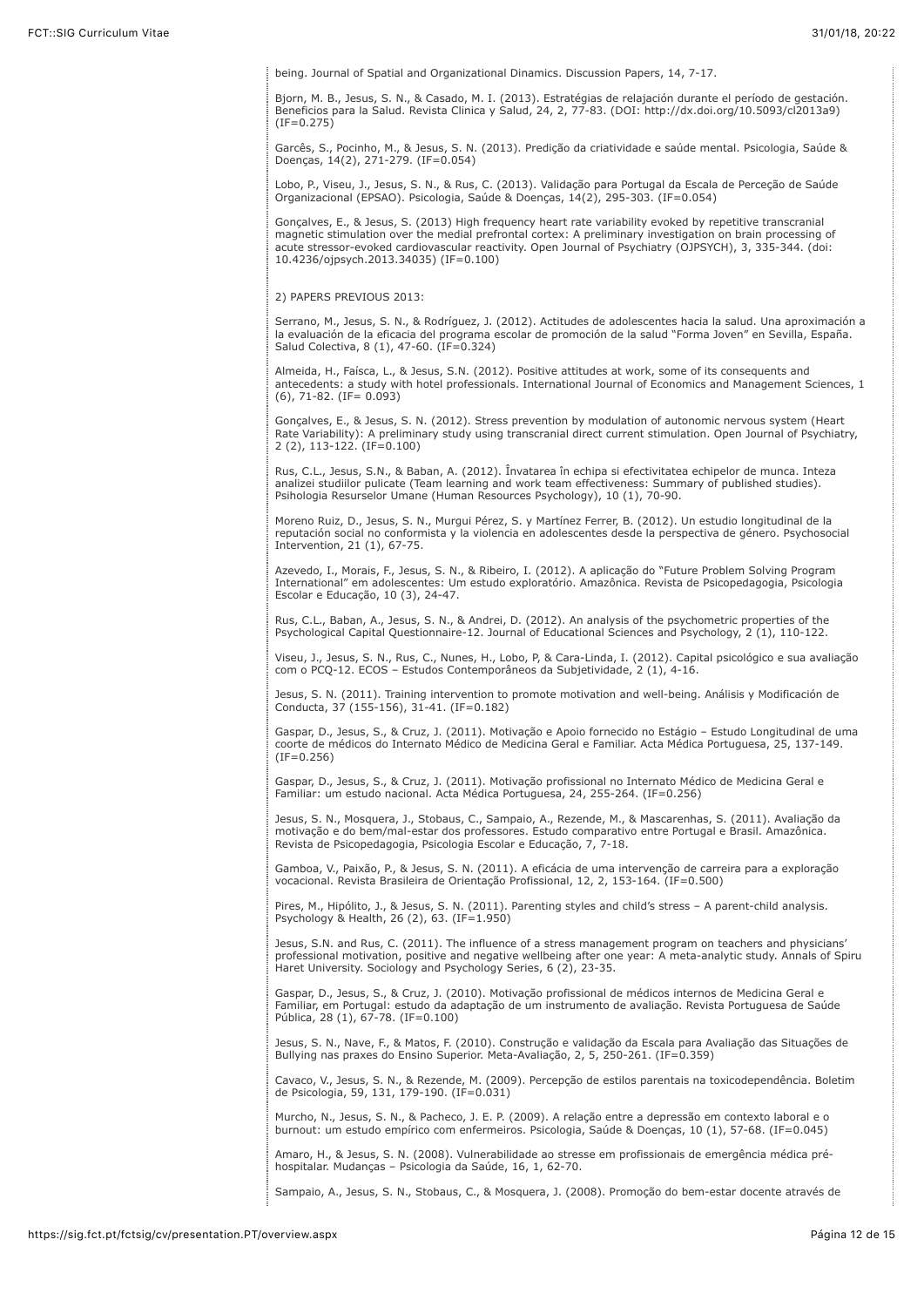being. Journal of Spatial and Organizational Dinamics. Discussion Papers, 14, 7-17.

Bjorn, M. B., Jesus, S. N., & Casado, M. I. (2013). Estratégias de relajación durante el período de gestación. Beneficios para la Salud. Revista Clinica y Salud, 24, 2, 77-83. (DOI: http://dx.doi.org/10.5093/cl2013a9) (IF=0.275)

Garcês, S., Pocinho, M., & Jesus, S. N. (2013). Predição da criatividade e saúde mental. Psicologia, Saúde & Doenças, 14(2), 271-279. (IF=0.054)

Lobo, P., Viseu, J., Jesus, S. N., & Rus, C. (2013). Validação para Portugal da Escala de Perceção de Saúde Organizacional (EPSAO). Psicologia, Saúde & Doenças, 14(2), 295-303. (IF=0.054)

Gonçalves, E., & Jesus, S. (2013) High frequency heart rate variability evoked by repetitive transcranial magnetic stimulation over the medial prefrontal cortex: A preliminary investigation on brain processing of acute stressor-evoked cardiovascular reactivity. Open Journal of Psychiatry (OJPSYCH), 3, 335-344. (doi: 10.4236/ojpsych.2013.34035) (IF=0.100)

2) PAPERS PREVIOUS 2013:

Serrano, M., Jesus, S. N., & Rodríguez, J. (2012). Actitudes de adolescentes hacia la salud. Una aproximación a la evaluación de la eficacia del programa escolar de promoción de la salud "Forma Joven" en Sevilla, España. Salud Colectiva, 8 (1), 47-60. (IF=0.324)

Almeida, H., Faísca, L., & Jesus, S.N. (2012). Positive attitudes at work, some of its consequents and antecedents: a study with hotel professionals. International Journal of Economics and Management Sciences, 1 (6), 71-82. (IF= 0.093)

Gonçalves, E., & Jesus, S. N. (2012). Stress prevention by modulation of autonomic nervous system (Heart Rate Variability): A preliminary study using transcranial direct current stimulation. Open Journal of Psychiatry, 2 (2), 113-122. (IF=0.100)

Rus, C.L., Jesus, S.N., & Baban, A. (2012). Învatarea în echipa si efectivitatea echipelor de munca. Inteza analizei studiilor pulicate (Team learning and work team effectiveness: Summary of published studies). Psihologia Resurselor Umane (Human Resources Psychology), 10 (1), 70-90.

Moreno Ruiz, D., Jesus, S. N., Murgui Pérez, S. y Martínez Ferrer, B. (2012). Un estudio longitudinal de la reputación social no conformista y la violencia en adolescentes desde la perspectiva de género. Psychosocial Intervention, 21 (1), 67-75.

Azevedo, I., Morais, F., Jesus, S. N., & Ribeiro, I. (2012). A aplicação do "Future Problem Solving Program International" em adolescentes: Um estudo exploratório. Amazônica. Revista de Psicopedagogia, Psicologia Escolar e Educação, 10 (3), 24-47.

Rus, C.L., Baban, A., Jesus, S. N., & Andrei, D. (2012). An analysis of the psychometric properties of the Psychological Capital Questionnaire-12. Journal of Educational Sciences and Psychology, 2 (1), 110-122.

Viseu, J., Jesus, S. N., Rus, C., Nunes, H., Lobo, P, & Cara-Linda, I. (2012). Capital psicológico e sua avaliação com o PCQ-12. ECOS – Estudos Contemporâneos da Subjetividade, 2 (1), 4-16.

Jesus, S. N. (2011). Training intervention to promote motivation and well-being. Análisis y Modificación de Conducta, 37 (155-156), 31-41. (IF=0.182)

Gaspar, D., Jesus, S., & Cruz, J. (2011). Motivação e Apoio fornecido no Estágio – Estudo Longitudinal de uma coorte de médicos do Internato Médico de Medicina Geral e Familiar. Acta Médica Portuguesa, 25, 137-149. (IF=0.256)

Gaspar, D., Jesus, S., & Cruz, J. (2011). Motivação profissional no Internato Médico de Medicina Geral e Familiar: um estudo nacional. Acta Médica Portuguesa, 24, 255-264. (IF=0.256)

Jesus, S. N., Mosquera, J., Stobaus, C., Sampaio, A., Rezende, M., & Mascarenhas, S. (2011). Avaliação da motivação e do bem/mal-estar dos professores. Estudo comparativo entre Portugal e Brasil. Amazônica. Revista de Psicopedagogia, Psicologia Escolar e Educação, 7, 7-18.

Gamboa, V., Paixão, P., & Jesus, S. N. (2011). A eficácia de uma intervenção de carreira para a exploração vocacional. Revista Brasileira de Orientação Profissional, 12, 2, 153-164. (IF=0.500)

Pires, M., Hipólito, J., & Jesus, S. N. (2011). Parenting styles and child's stress – A parent-child analysis. Psychology & Health, 26 (2), 63. (IF=1.950)

Jesus, S.N. and Rus, C. (2011). The influence of a stress management program on teachers and physicians' professional motivation, positive and negative wellbeing after one year: A meta-analytic study. Annals of Spiru Haret University. Sociology and Psychology Series, 6 (2), 23-35.

Gaspar, D., Jesus, S., & Cruz, J. (2010). Motivação profissional de médicos internos de Medicina Geral e Familiar, em Portugal: estudo da adaptação de um instrumento de avaliação. Revista Portuguesa de Saúde Pública, 28 (1), 67-78. (IF=0.100)

Jesus, S. N., Nave, F., & Matos, F. (2010). Construção e validação da Escala para Avaliação das Situações de Bullying nas praxes do Ensino Superior. Meta-Avaliação, 2, 5, 250-261. (IF=0.359)

Cavaco, V., Jesus, S. N., & Rezende, M. (2009). Percepção de estilos parentais na toxicodependência. Boletim de Psicologia, 59, 131, 179-190. (IF=0.031)

Murcho, N., Jesus, S. N., & Pacheco, J. E. P. (2009). A relação entre a depressão em contexto laboral e o burnout: um estudo empírico com enfermeiros. Psicologia, Saúde & Doenças, 10 (1), 57-68. (IF=0.045)

Amaro, H., & Jesus, S. N. (2008). Vulnerabilidade ao stresse em profissionais de emergência médica pré-hospitalar. Mudanças – Psicologia da Saúde, 16, 1, 62-70.

Sampaio, A., Jesus, S. N., Stobaus, C., & Mosquera, J. (2008). Promoção do bem-estar docente através de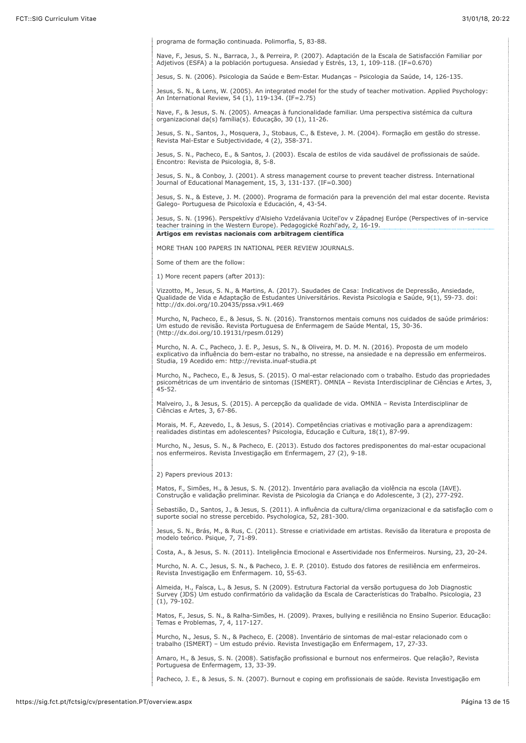programa de formação continuada. Polimorfia, 5, 83-88.

Nave, F., Jesus, S. N., Barraca, J., & Perreira, P. (2007). Adaptación de la Escala de Satisfacción Familiar por Adjetivos (ESFA) a la población portuguesa. Ansiedad y Estrés, 13, 1, 109-118. (IF=0.670)

Jesus, S. N. (2006). Psicologia da Saúde e Bem-Estar. Mudanças – Psicologia da Saúde, 14, 126-135.

Jesus, S. N., & Lens, W. (2005). An integrated model for the study of teacher motivation. Applied Psychology: An International Review, 54 (1), 119-134. (IF=2.75)

Nave, F., & Jesus, S. N. (2005). Ameaças à funcionalidade familiar. Uma perspectiva sistémica da cultura organizacional da(s) família(s). Educação, 30 (1), 11-26.

Jesus, S. N., Santos, J., Mosquera, J., Stobaus, C., & Esteve, J. M. (2004). Formação em gestão do stresse. Revista Mal-Estar e Subjectividade, 4 (2), 358-371.

Jesus, S. N., Pacheco, E., & Santos, J. (2003). Escala de estilos de vida saudável de profissionais de saúde. Encontro: Revista de Psicologia, 8, 5-8.

Jesus, S. N., & Conboy, J. (2001). A stress management course to prevent teacher distress. International Journal of Educational Management, 15, 3, 131-137. (IF=0.300)

Jesus, S. N., & Esteve, J. M. (2000). Programa de formación para la prevención del mal estar docente. Revista Galego- Portuguesa de Psicoloxía e Educación, 4, 43-54.

Jesus, S. N. (1996). Perspektívy d'Alsieho Vzdelávania Ucitel'ov v Západnej Európe (Perspectives of in-service teacher training in the Western Europe). Pedagogické Rozhl'ady, 2, 16-19.

**Artigos em revistas nacionais com arbitragem científica**

MORE THAN 100 PAPERS IN NATIONAL PEER REVIEW JOURNALS.

Some of them are the follow:

1) More recent papers (after 2013):

Vizzotto, M., Jesus, S. N., & Martins, A. (2017). Saudades de Casa: Indicativos de Depressão, Ansiedade, Qualidade de Vida e Adaptação de Estudantes Universitários. Revista Psicologia e Saúde, 9(1), 59-73. doi: http://dx.doi.org/10.20435/pssa.v9i1.469

Murcho, N, Pacheco, E., & Jesus, S. N. (2016). Transtornos mentais comuns nos cuidados de saúde primários: Um estudo de revisão. Revista Portuguesa de Enfermagem de Saúde Mental, 15, 30-36. (http://dx.doi.org/10.19131/rpesm.0129)

Murcho, N. A. C., Pacheco, J. E. P., Jesus, S. N., & Oliveira, M. D. M. N. (2016). Proposta de um modelo explicativo da influência do bem-estar no trabalho, no stresse, na ansiedade e na depressão em enfermeiros. Studia, 19 Acedido em: http://revista.inuaf-studia.pt

Murcho, N., Pacheco, E., & Jesus, S. (2015). O mal-estar relacionado com o trabalho. Estudo das propriedades psicométricas de um inventário de sintomas (ISMERT). OMNIA – Revista Interdisciplinar de Ciências e Artes, 3, 45-52.

Malveiro, J., & Jesus, S. (2015). A percepção da qualidade de vida. OMNIA – Revista Interdisciplinar de Ciências e Artes, 3, 67-86.

Morais, M. F., Azevedo, I., & Jesus, S. (2014). Competências criativas e motivação para a aprendizagem: realidades distintas em adolescentes? Psicologia, Educação e Cultura, 18(1), 87-99.

Murcho, N., Jesus, S. N., & Pacheco, E. (2013). Estudo dos factores predisponentes do mal-estar ocupacional nos enfermeiros. Revista Investigação em Enfermagem, 27 (2), 9-18.

2) Papers previous 2013:

Matos, F., Simões, H., & Jesus, S. N. (2012). Inventário para avaliação da violência na escola (IAVE). Construção e validação preliminar. Revista de Psicologia da Criança e do Adolescente, 3 (2), 277-292.

Sebastião, D., Santos, J., & Jesus, S. (2011). A influência da cultura/clima organizacional e da satisfação com o suporte social no stresse percebido. Psychologica, 52, 281-300.

Jesus, S. N., Brás, M., & Rus, C. (2011). Stresse e criatividade em artistas. Revisão da literatura e proposta de modelo teórico. Psique, 7, 71-89.

Costa, A., & Jesus, S. N. (2011). Inteligência Emocional e Assertividade nos Enfermeiros. Nursing, 23, 20-24.

Murcho, N. A. C., Jesus, S. N., & Pacheco, J. E. P. (2010). Estudo dos fatores de resiliência em enfermeiros. Revista Investigação em Enfermagem. 10, 55-63.

Almeida, H., Faísca, L., & Jesus, S. N (2009). Estrutura Factorial da versão portuguesa do Job Diagnostic Survey (JDS) Um estudo confirmatório da validação da Escala de Características do Trabalho. Psicologia, 23 (1), 79-102.

Matos, F., Jesus, S. N., & Ralha-Simões, H. (2009). Praxes, bullying e resiliência no Ensino Superior. Educação: Temas e Problemas, 7, 4, 117-127.

Murcho, N., Jesus, S. N., & Pacheco, E. (2008). Inventário de sintomas de mal-estar relacionado com o trabalho (ISMERT) – Um estudo prévio. Revista Investigação em Enfermagem, 17, 27-33.

Amaro, H., & Jesus, S. N. (2008). Satisfação profissional e burnout nos enfermeiros. Que relação?, Revista Portuguesa de Enfermagem, 13, 33-39.

Pacheco, J. E., & Jesus, S. N. (2007). Burnout e coping em profissionais de saúde. Revista Investigação em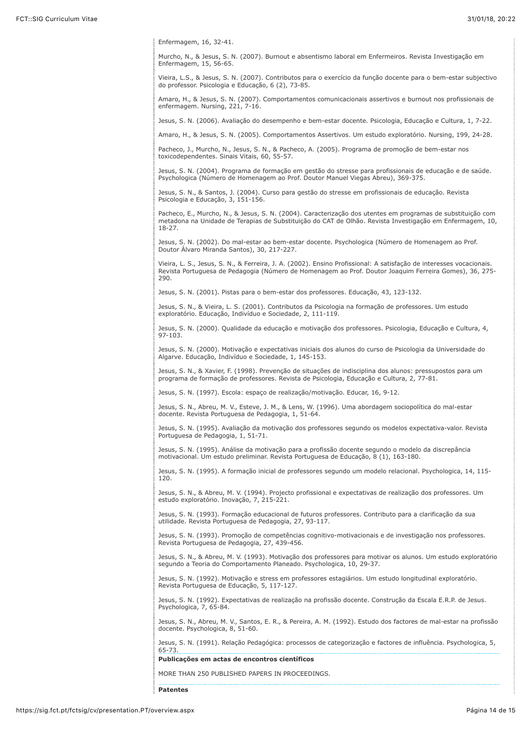Enfermagem, 16, 32-41.

Murcho, N., & Jesus, S. N. (2007). Burnout e absentismo laboral em Enfermeiros. Revista Investigação em Enfermagem, 15, 56-65.

Vieira, L.S., & Jesus, S. N. (2007). Contributos para o exercício da função docente para o bem-estar subjectivo do professor. Psicologia e Educação, 6 (2), 73-85.

Amaro, H., & Jesus, S. N. (2007). Comportamentos comunicacionais assertivos e burnout nos profissionais de enfermagem. Nursing, 221, 7-16.

Jesus, S. N. (2006). Avaliação do desempenho e bem-estar docente. Psicologia, Educação e Cultura, 1, 7-22.

Amaro, H., & Jesus, S. N. (2005). Comportamentos Assertivos. Um estudo exploratório. Nursing, 199, 24-28.

Pacheco, J., Murcho, N., Jesus, S. N., & Pacheco, A. (2005). Programa de promoção de bem-estar nos toxicodependentes. Sinais Vitais, 60, 55-57.

Jesus, S. N. (2004). Programa de formação em gestão do stresse para profissionais de educação e de saúde. Psychologica (Número de Homenagem ao Prof. Doutor Manuel Viegas Abreu), 369-375.

Jesus, S. N., & Santos, J. (2004). Curso para gestão do stresse em profissionais de educação. Revista Psicologia e Educação, 3, 151-156.

Pacheco, E., Murcho, N., & Jesus, S. N. (2004). Caracterização dos utentes em programas de substituição com metadona na Unidade de Terapias de Substituição do CAT de Olhão. Revista Investigação em Enfermagem, 10, 18-27.

Jesus, S. N. (2002). Do mal-estar ao bem-estar docente. Psychologica (Número de Homenagem ao Prof. Doutor Álvaro Miranda Santos), 30, 217-227.

Vieira, L. S., Jesus, S. N., & Ferreira, J. A. (2002). Ensino Profissional: A satisfação de interesses vocacionais. Revista Portuguesa de Pedagogia (Número de Homenagem ao Prof. Doutor Joaquim Ferreira Gomes), 36, 275-290.

Jesus, S. N. (2001). Pistas para o bem-estar dos professores. Educação, 43, 123-132.

Jesus, S. N., & Vieira, L. S. (2001). Contributos da Psicologia na formação de professores. Um estudo exploratório. Educação, Indivíduo e Sociedade, 2, 111-119.

Jesus, S. N. (2000). Qualidade da educação e motivação dos professores. Psicologia, Educação e Cultura, 4, 97-103.

Jesus, S. N. (2000). Motivação e expectativas iniciais dos alunos do curso de Psicologia da Universidade do Algarve. Educação, Indivíduo e Sociedade, 1, 145-153.

Jesus, S. N., & Xavier, F. (1998). Prevenção de situações de indisciplina dos alunos: pressupostos para um programa de formação de professores. Revista de Psicologia, Educação e Cultura, 2, 77-81.

Jesus, S. N. (1997). Escola: espaço de realização/motivação. Educar, 16, 9-12.

Jesus, S. N., Abreu, M. V., Esteve, J. M., & Lens, W. (1996). Uma abordagem sociopolítica do mal-estar docente. Revista Portuguesa de Pedagogia, 1, 51-64.

Jesus, S. N. (1995). Avaliação da motivação dos professores segundo os modelos expectativa-valor. Revista Portuguesa de Pedagogia, 1, 51-71.

Jesus, S. N. (1995). Análise da motivação para a profissão docente segundo o modelo da discrepância motivacional. Um estudo preliminar. Revista Portuguesa de Educação, 8 (1), 163-180.

Jesus, S. N. (1995). A formação inicial de professores segundo um modelo relacional. Psychologica, 14, 115-120.

Jesus, S. N., & Abreu, M. V. (1994). Projecto profissional e expectativas de realização dos professores. Um estudo exploratório. Inovação, 7, 215-221.

Jesus, S. N. (1993). Formação educacional de futuros professores. Contributo para a clarificação da sua utilidade. Revista Portuguesa de Pedagogia, 27, 93-117.

Jesus, S. N. (1993). Promoção de competências cognitivo-motivacionais e de investigação nos professores. Revista Portuguesa de Pedagogia, 27, 439-456.

Jesus, S. N., & Abreu, M. V. (1993). Motivação dos professores para motivar os alunos. Um estudo exploratório segundo a Teoria do Comportamento Planeado. Psychologica, 10, 29-37.

Jesus, S. N. (1992). Motivação e stress em professores estagiários. Um estudo longitudinal exploratório. Revista Portuguesa de Educação, 5, 117-127.

Jesus, S. N. (1992). Expectativas de realização na profissão docente. Construção da Escala E.R.P. de Jesus. Psychologica, 7, 65-84.

Jesus, S. N., Abreu, M. V., Santos, E. R., & Pereira, A. M. (1992). Estudo dos factores de mal-estar na profissão docente. Psychologica, 8, 51-60.

Jesus, S. N. (1991). Relação Pedagógica: processos de categorização e factores de influência. Psychologica, 5, 65-73.

**Publicações em actas de encontros científicos**

MORE THAN 250 PUBLISHED PAPERS IN PROCEEDINGS.

**Patentes**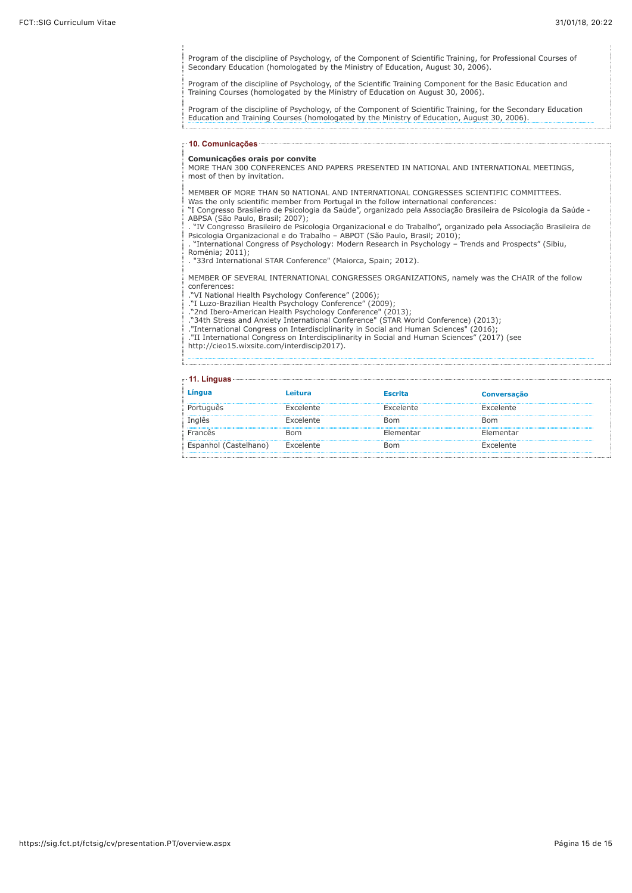Program of the discipline of Psychology, of the Component of Scientific Training, for Professional Courses of Secondary Education (homologated by the Ministry of Education, August 30, 2006).

Program of the discipline of Psychology, of the Scientific Training Component for the Basic Education and Training Courses (homologated by the Ministry of Education on August 30, 2006).

Program of the discipline of Psychology, of the Component of Scientific Training, for the Secondary Education Education and Training Courses (homologated by the Ministry of Education, August 30, 2006).

## 10. Comunicações

**Comunicações orais por convite**
MORE THAN 300 CONFERENCES AND PAPERS PRESENTED IN NATIONAL AND INTERNATIONAL MEETINGS, most of then by invitation.

MEMBER OF MORE THAN 50 NATIONAL AND INTERNATIONAL CONGRESSES SCIENTIFIC COMMITTEES.
Was the only scientific member from Portugal in the follow international conferences:
"I Congresso Brasileiro de Psicologia da Saúde", organizado pela Associação Brasileira de Psicologia da Saúde - ABPSA (São Paulo, Brasil; 2007);
. "IV Congresso Brasileiro de Psicologia Organizacional e do Trabalho", organizado pela Associação Brasileira de Psicologia Organizacional e do Trabalho – ABPOT (São Paulo, Brasil; 2010);
. "International Congress of Psychology: Modern Research in Psychology – Trends and Prospects" (Sibiu, Roménia; 2011);
. "33rd International STAR Conference" (Maiorca, Spain; 2012).

MEMBER OF SEVERAL INTERNATIONAL CONGRESSES ORGANIZATIONS, namely was the CHAIR of the follow conferences:
."VI National Health Psychology Conference" (2006);
."I Luzo-Brazilian Health Psychology Conference" (2009);
."2nd Ibero-American Health Psychology Conference" (2013);
."34th Stress and Anxiety International Conference" (STAR World Conference) (2013);
."International Congress on Interdisciplinarity in Social and Human Sciences" (2016);
."II International Congress on Interdisciplinarity in Social and Human Sciences" (2017) (see http://cieo15.wixsite.com/interdiscip2017).

## 11. Línguas

| Língua | Leitura | Escrita | Conversação |
|---|---|---|---|
| Português | Excelente | Excelente | Excelente |
| Inglês | Excelente | Bom | Bom |
| Francês | Bom | Elementar | Elementar |
| Espanhol (Castelhano) | Excelente | Bom | Excelente |